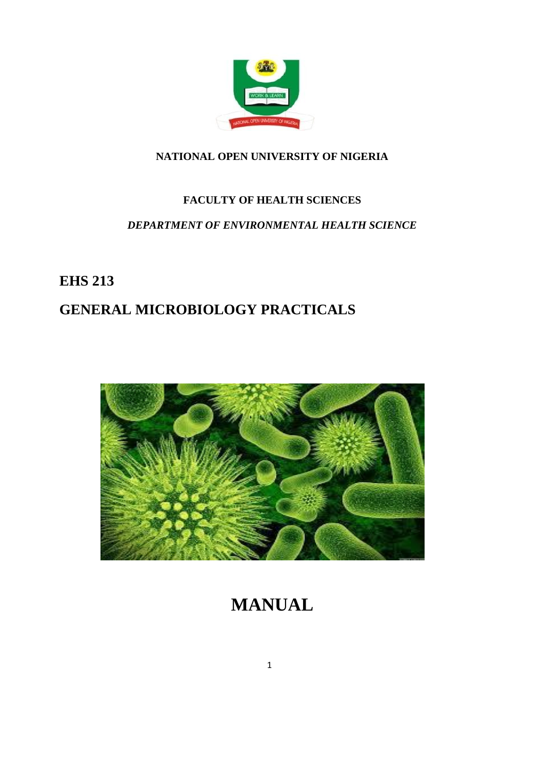**NATIONAL OPEN UNIVERSITY OF NIGERIA**

**FACULTY OF HEALTH SCIENCES**

***DEPARTMENT OF ENVIRONMENTAL HEALTH SCIENCE***

# EHS 213

# GENERAL MICROBIOLOGY PRACTICALS

# MANUAL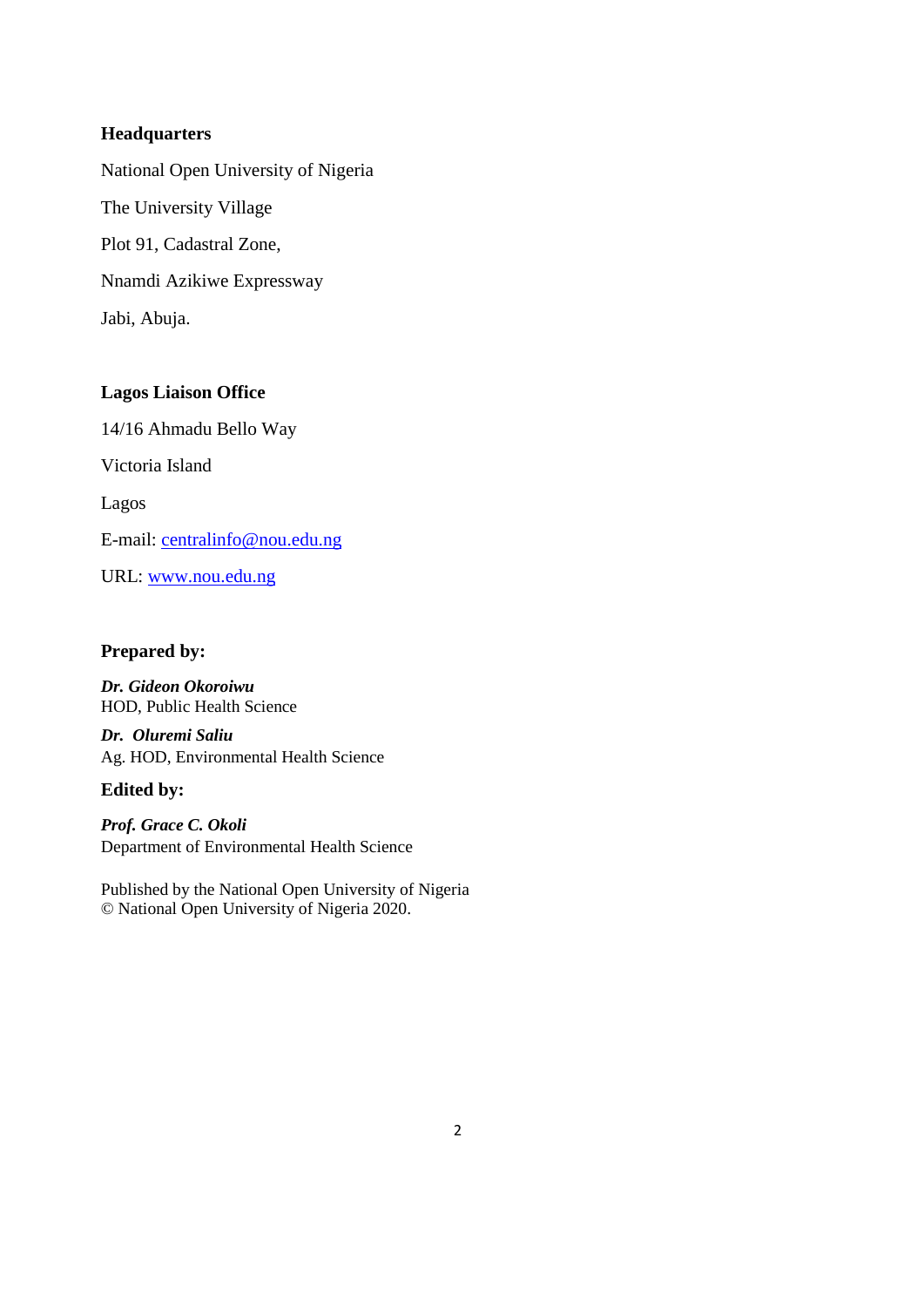**Headquarters**

National Open University of Nigeria

The University Village

Plot 91, Cadastral Zone,

Nnamdi Azikiwe Expressway

Jabi, Abuja.

**Lagos Liaison Office**

14/16 Ahmadu Bello Way

Victoria Island

Lagos

E-mail: centralinfo@nou.edu.ng

URL: www.nou.edu.ng

**Prepared by:**

***Dr. Gideon Okoroiwu***
HOD, Public Health Science

***Dr. Oluremi Saliu***
Ag. HOD, Environmental Health Science

**Edited by:**

***Prof. Grace C. Okoli***
Department of Environmental Health Science

Published by the National Open University of Nigeria
© National Open University of Nigeria 2020.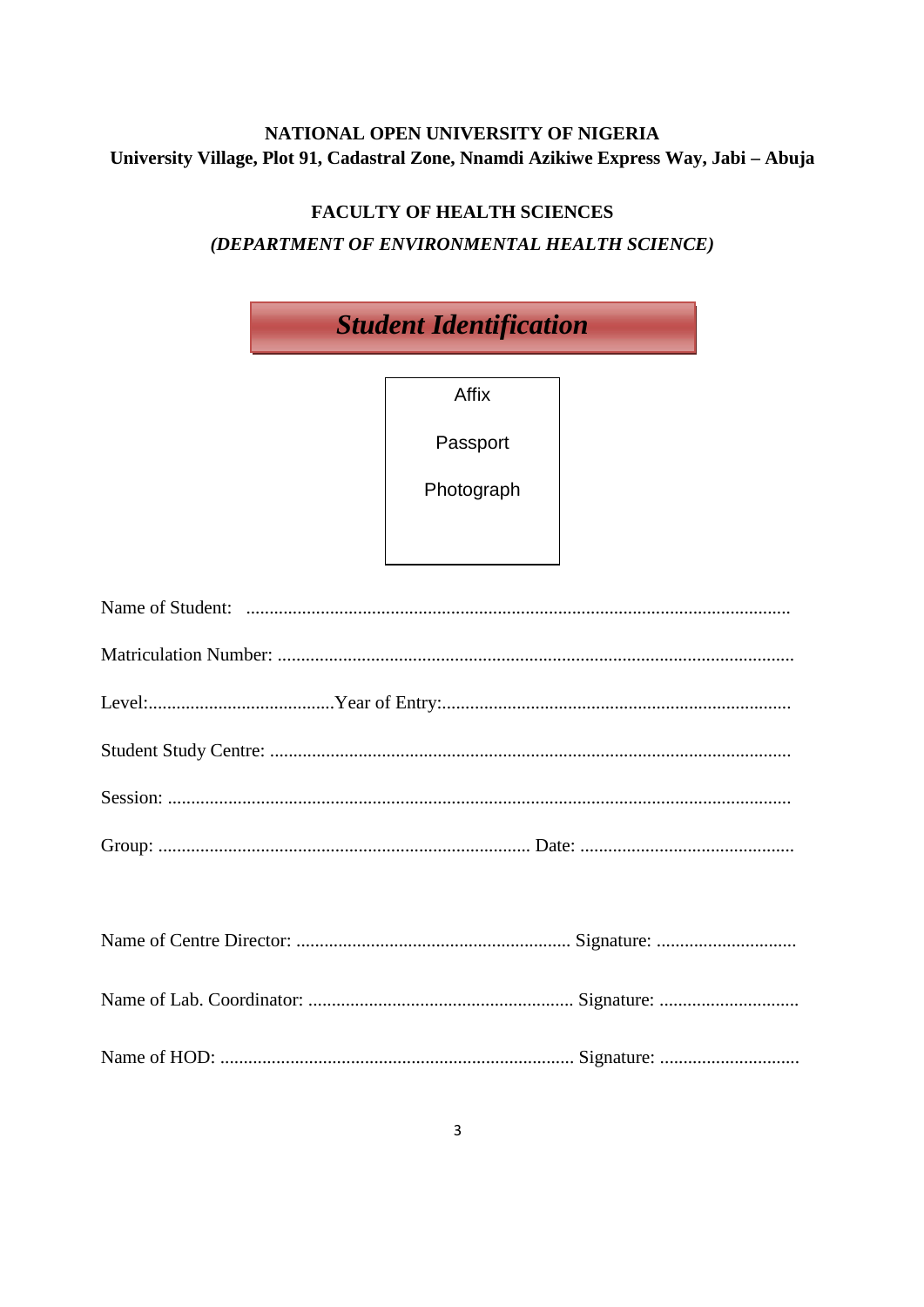**NATIONAL OPEN UNIVERSITY OF NIGERIA**
**University Village, Plot 91, Cadastral Zone, Nnamdi Azikiwe Express Way, Jabi – Abuja**

**FACULTY OF HEALTH SCIENCES**
***(DEPARTMENT OF ENVIRONMENTAL HEALTH SCIENCE)***

## ***Student Identification***

| Affix Passport Photograph |
|---|

Name of Student: ....................................................................................................................

Matriculation Number: ...............................................................................................................

Level:........................................Year of Entry:...........................................................................

Student Study Centre: ...............................................................................................................

Session: .....................................................................................................................................

Group: ................................................................................ Date: .............................................

Name of Centre Director: ........................................................... Signature: ..............................

Name of Lab. Coordinator: ......................................................... Signature: ..............................

Name of HOD: ............................................................................ Signature: ..............................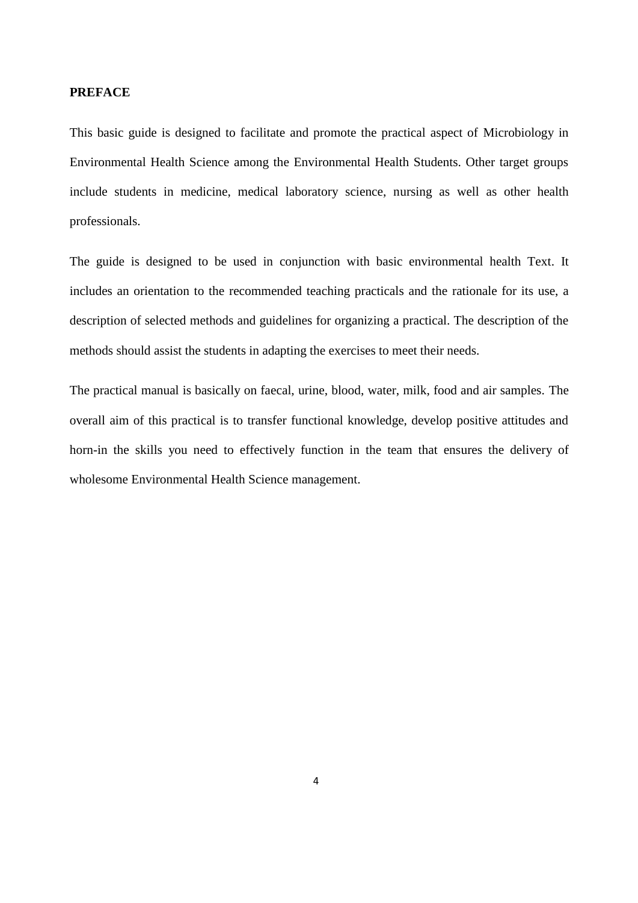**PREFACE**

This basic guide is designed to facilitate and promote the practical aspect of Microbiology in Environmental Health Science among the Environmental Health Students. Other target groups include students in medicine, medical laboratory science, nursing as well as other health professionals.

The guide is designed to be used in conjunction with basic environmental health Text. It includes an orientation to the recommended teaching practicals and the rationale for its use, a description of selected methods and guidelines for organizing a practical. The description of the methods should assist the students in adapting the exercises to meet their needs.

The practical manual is basically on faecal, urine, blood, water, milk, food and air samples. The overall aim of this practical is to transfer functional knowledge, develop positive attitudes and horn-in the skills you need to effectively function in the team that ensures the delivery of wholesome Environmental Health Science management.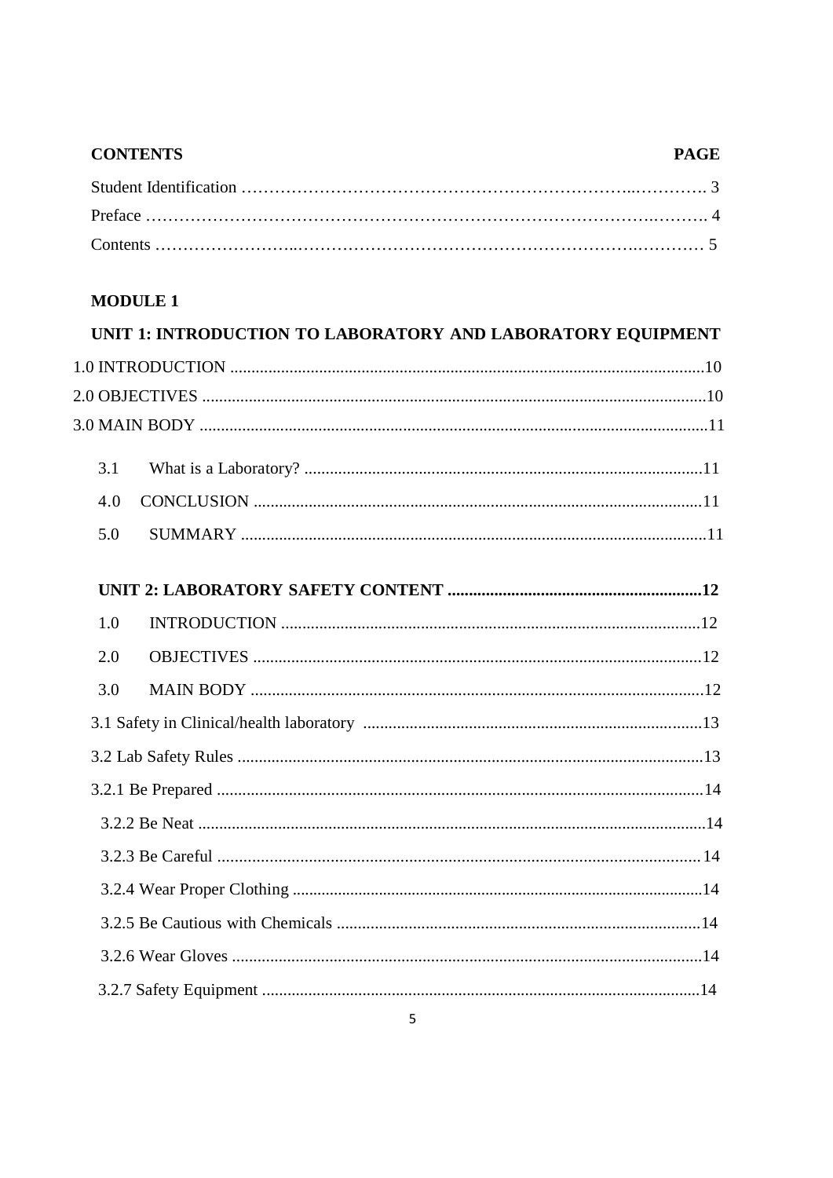**CONTENTS** **PAGE**

Student Identification …………………………………………………………….…………. 3

Preface …………………………………………………………………………….………. 4

Contents ……………………..…………………………………………………….………… 5

**MODULE 1**

**UNIT 1: INTRODUCTION TO LABORATORY AND LABORATORY EQUIPMENT**

1.0 INTRODUCTION ...............................................................................................................10

2.0 OBJECTIVES ......................................................................................................................10

3.0 MAIN BODY .......................................................................................................................11

3.1 What is a Laboratory? ..............................................................................................11

4.0 CONCLUSION ..........................................................................................................11

5.0 SUMMARY .............................................................................................................11

**UNIT 2: LABORATORY SAFETY CONTENT ............................................................12**

1.0 INTRODUCTION ..................................................................................................12

2.0 OBJECTIVES .........................................................................................................12

3.0 MAIN BODY ..........................................................................................................12

3.1 Safety in Clinical/health laboratory ...............................................................................13

3.2 Lab Safety Rules .............................................................................................................13

3.2.1 Be Prepared ..................................................................................................................14

3.2.2 Be Neat .......................................................................................................................14

3.2.3 Be Careful .................................................................................................................14

3.2.4 Wear Proper Clothing .................................................................................................14

3.2.5 Be Cautious with Chemicals .....................................................................................14

3.2.6 Wear Gloves ..............................................................................................................14

3.2.7 Safety Equipment .......................................................................................................14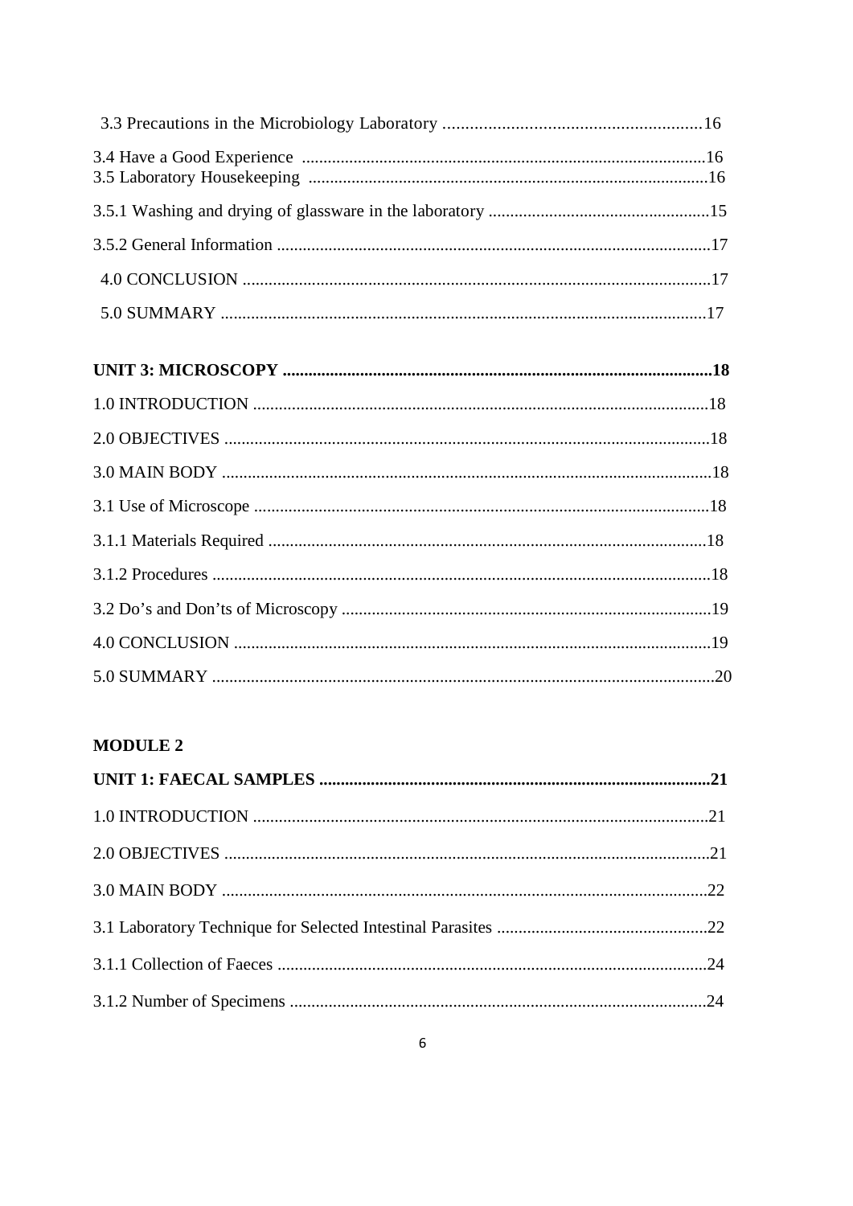3.3 Precautions in the Microbiology Laboratory ..........................................................16

3.4 Have a Good Experience .............................................................................................16

3.5 Laboratory Housekeeping ............................................................................................16

3.5.1 Washing and drying of glassware in the laboratory ..................................................15

3.5.2 General Information ....................................................................................................17

4.0 CONCLUSION ...........................................................................................................17

5.0 SUMMARY ................................................................................................................17

**UNIT 3: MICROSCOPY ...................................................................................................18**

1.0 INTRODUCTION .........................................................................................................18

2.0 OBJECTIVES ................................................................................................................18

3.0 MAIN BODY .................................................................................................................18

3.1 Use of Microscope .........................................................................................................18

3.1.1 Materials Required .....................................................................................................18

3.1.2 Procedures ...................................................................................................................18

3.2 Do's and Don'ts of Microscopy .....................................................................................19

4.0 CONCLUSION ..............................................................................................................19

5.0 SUMMARY ...................................................................................................................20

**MODULE 2**

**UNIT 1: FAECAL SAMPLES ...........................................................................................21**

1.0 INTRODUCTION .........................................................................................................21

2.0 OBJECTIVES ................................................................................................................21

3.0 MAIN BODY ................................................................................................................22

3.1 Laboratory Technique for Selected Intestinal Parasites .................................................22

3.1.1 Collection of Faeces ....................................................................................................24

3.1.2 Number of Specimens .................................................................................................24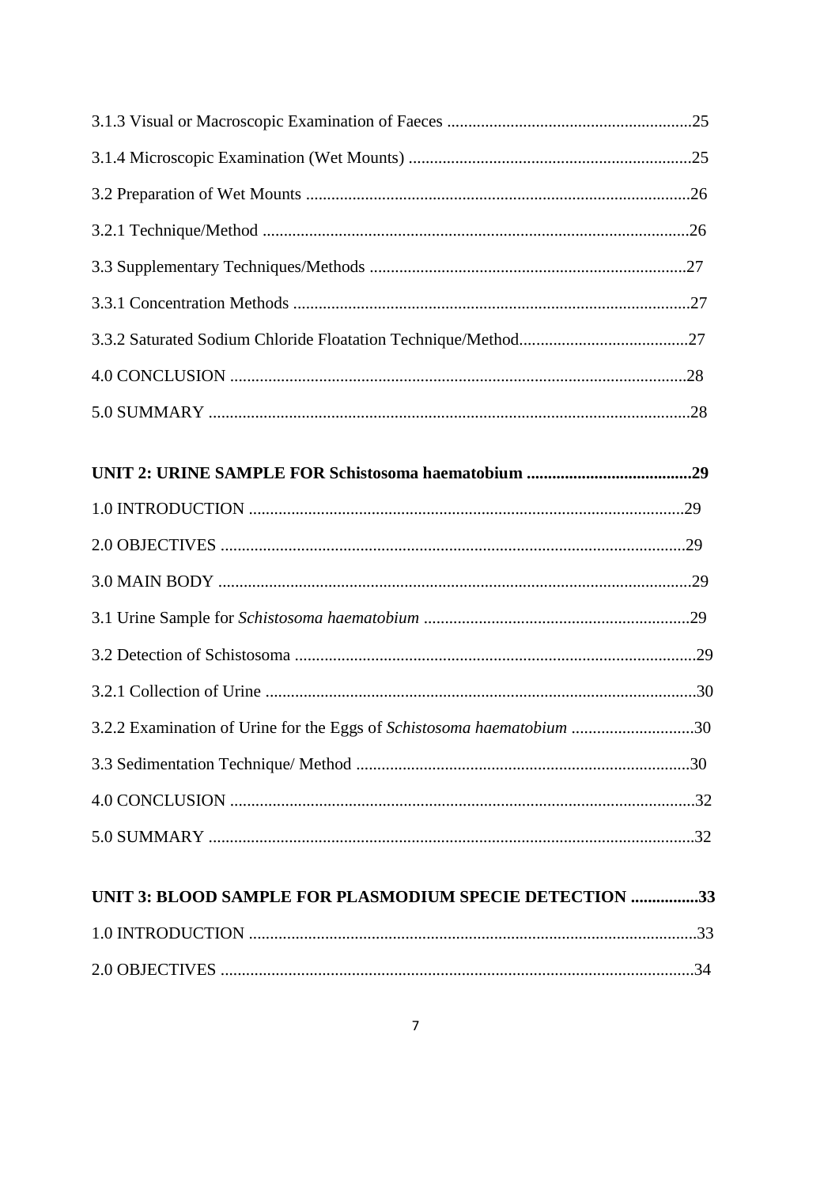3.1.3 Visual or Macroscopic Examination of Faeces ..........................................................25

3.1.4 Microscopic Examination (Wet Mounts) ...................................................................25

3.2 Preparation of Wet Mounts ...........................................................................................26

3.2.1 Technique/Method .....................................................................................................26

3.3 Supplementary Techniques/Methods ...........................................................................27

3.3.1 Concentration Methods ..............................................................................................27

3.3.2 Saturated Sodium Chloride Floatation Technique/Method........................................27

4.0 CONCLUSION ............................................................................................................28

5.0 SUMMARY ..................................................................................................................28

**UNIT 2: URINE SAMPLE FOR Schistosoma haematobium .......................................29**

1.0 INTRODUCTION .......................................................................................................29

2.0 OBJECTIVES ..............................................................................................................29

3.0 MAIN BODY ...............................................................................................................29

3.1 Urine Sample for *Schistosoma haematobium* ...............................................................29

3.2 Detection of Schistosoma ...............................................................................................29

3.2.1 Collection of Urine ......................................................................................................30

3.2.2 Examination of Urine for the Eggs of *Schistosoma haematobium* .............................30

3.3 Sedimentation Technique/ Method ...............................................................................30

4.0 CONCLUSION ..............................................................................................................32

5.0 SUMMARY ...................................................................................................................32

**UNIT 3: BLOOD SAMPLE FOR PLASMODIUM SPECIE DETECTION ................33**

1.0 INTRODUCTION ..........................................................................................................33

2.0 OBJECTIVES .................................................................................................................34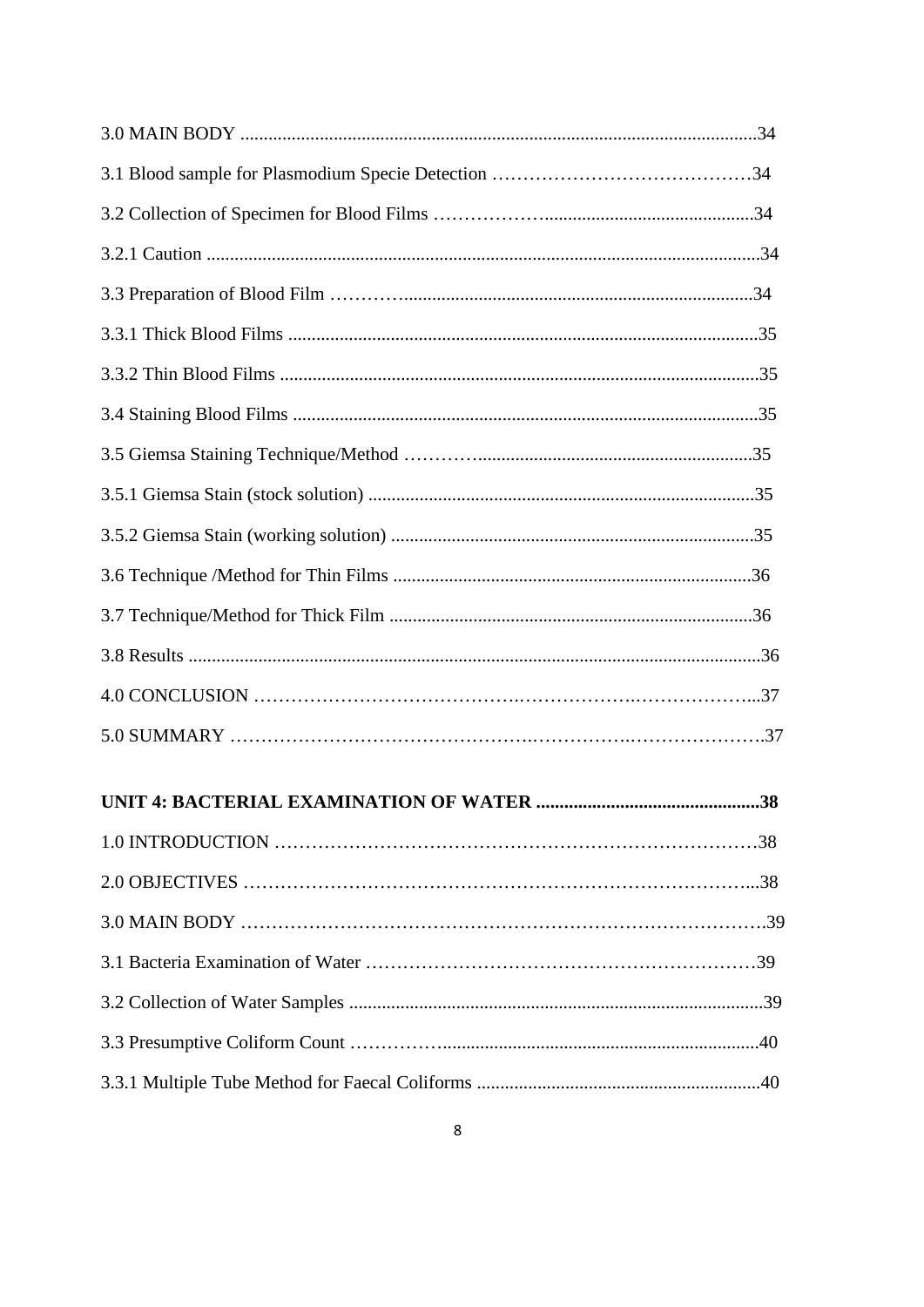3.0 MAIN BODY ..............................................................................................................34

3.1 Blood sample for Plasmodium Specie Detection ……………………………………34

3.2 Collection of Specimen for Blood Films ……………….........................................34

3.2.1 Caution .....................................................................................................................34

3.3 Preparation of Blood Film ……….........................................................................34

3.3.1 Thick Blood Films ....................................................................................................35

3.3.2 Thin Blood Films ......................................................................................................35

3.4 Staining Blood Films ...................................................................................................35

3.5 Giemsa Staining Technique/Method ……….........................................................35

3.5.1 Giemsa Stain (stock solution) ..................................................................................35

3.5.2 Giemsa Stain (working solution) .............................................................................35

3.6 Technique /Method for Thin Films ............................................................................36

3.7 Technique/Method for Thick Film .............................................................................36

3.8 Results .........................................................................................................................36

4.0 CONCLUSION ……………………………….……………….………………...37

5.0 SUMMARY ……………………………………….…………….………………….37

**UNIT 4: BACTERIAL EXAMINATION OF WATER ...............................................38**

1.0 INTRODUCTION …………………………………………………………………38

2.0 OBJECTIVES ………………………………………………………………………...38

3.0 MAIN BODY ……………………………………………………………………….39

3.1 Bacteria Examination of Water ………………………………………………………39

3.2 Collection of Water Samples .......................................................................................39

3.3 Presumptive Coliform Count ……………..................................................................40

3.3.1 Multiple Tube Method for Faecal Coliforms ............................................................40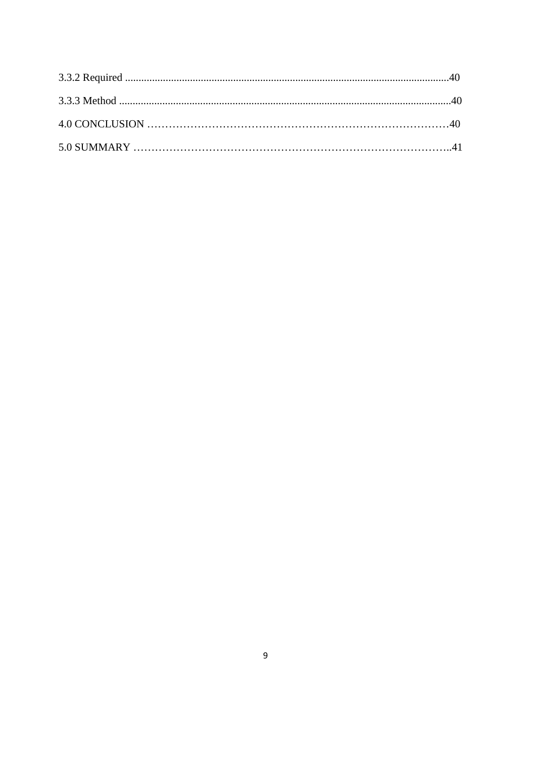3.3.2 Required ........................................................................................................................40

3.3.3 Method ..........................................................................................................................40

4.0 CONCLUSION ……………………………………………………………………………40

5.0 SUMMARY ……………………………………………………………………………..41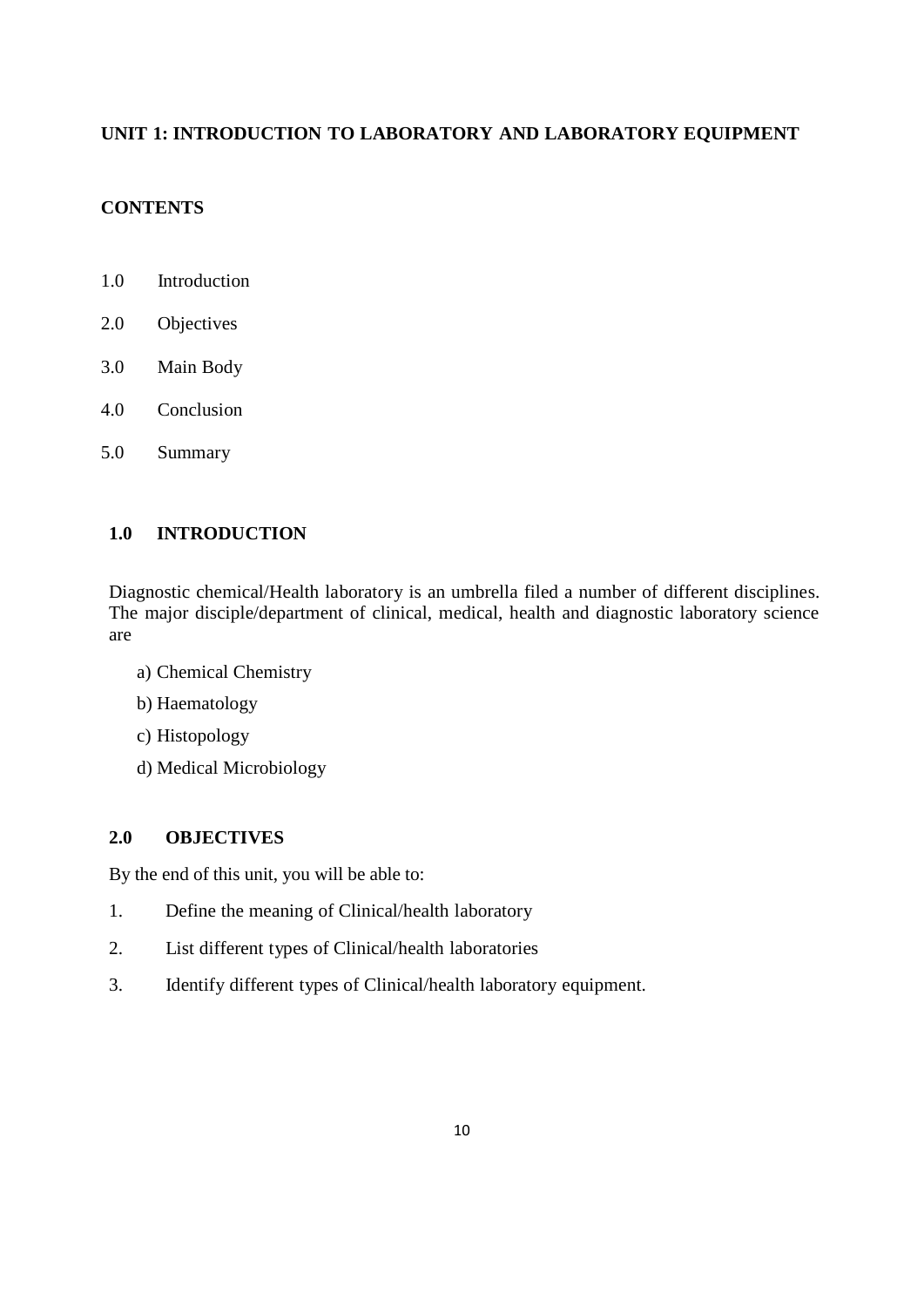## UNIT 1: INTRODUCTION TO LABORATORY AND LABORATORY EQUIPMENT

### CONTENTS

1.0 Introduction

2.0 Objectives

3.0 Main Body

4.0 Conclusion

5.0 Summary

### 1.0 INTRODUCTION

Diagnostic chemical/Health laboratory is an umbrella filed a number of different disciplines. The major disciple/department of clinical, medical, health and diagnostic laboratory science are

a) Chemical Chemistry

b) Haematology

c) Histopology

d) Medical Microbiology

### 2.0 OBJECTIVES

By the end of this unit, you will be able to:

1. Define the meaning of Clinical/health laboratory
2. List different types of Clinical/health laboratories
3. Identify different types of Clinical/health laboratory equipment.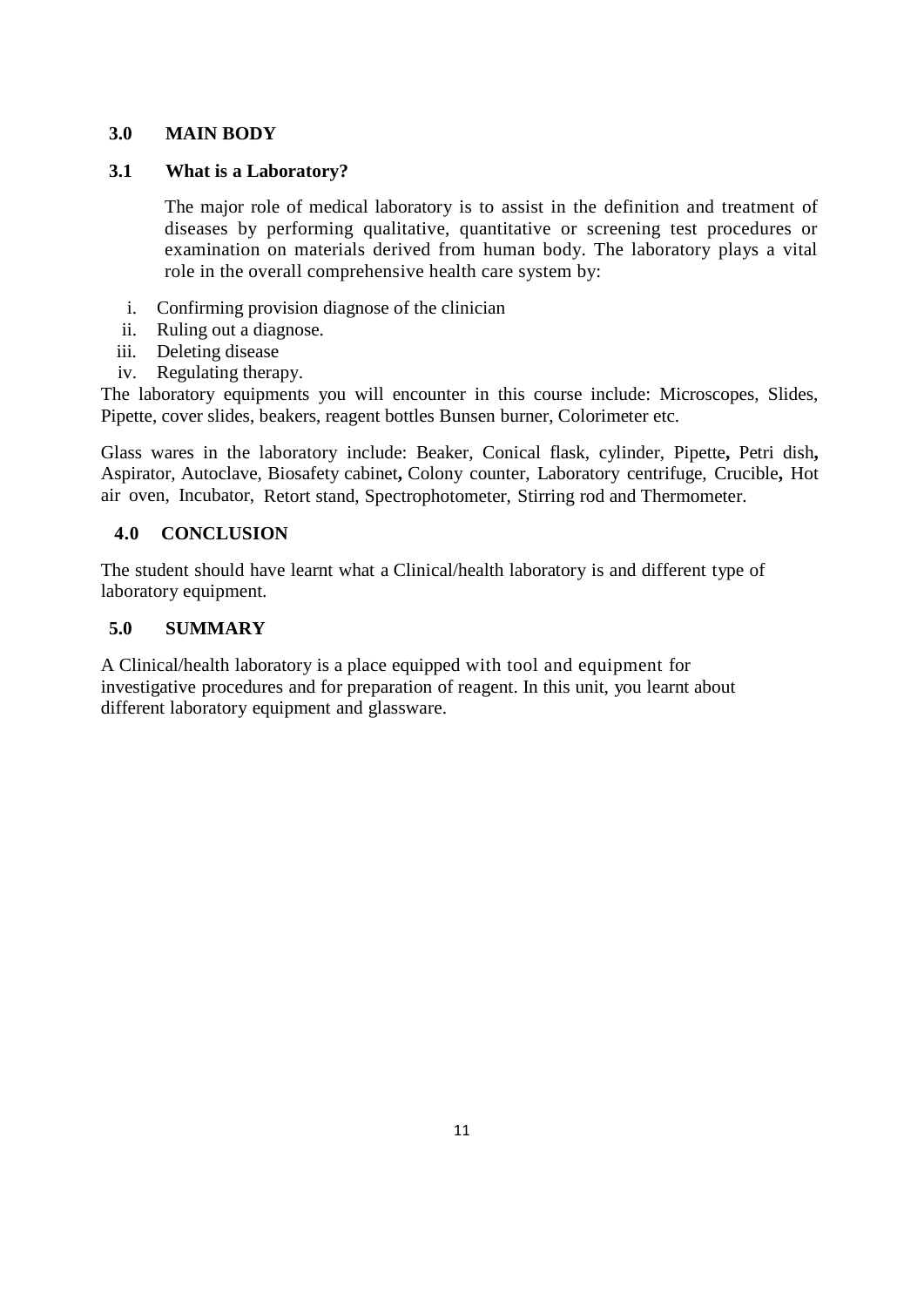## 3.0 MAIN BODY

### 3.1 What is a Laboratory?

The major role of medical laboratory is to assist in the definition and treatment of diseases by performing qualitative, quantitative or screening test procedures or examination on materials derived from human body. The laboratory plays a vital role in the overall comprehensive health care system by:

i. Confirming provision diagnose of the clinician
ii. Ruling out a diagnose.
iii. Deleting disease
iv. Regulating therapy.

The laboratory equipments you will encounter in this course include: Microscopes, Slides, Pipette, cover slides, beakers, reagent bottles Bunsen burner, Colorimeter etc.

Glass wares in the laboratory include: Beaker, Conical flask, cylinder, Pipette**,** Petri dish**,** Aspirator, Autoclave, Biosafety cabinet**,** Colony counter, Laboratory centrifuge, Crucible**,** Hot air oven, Incubator, Retort stand, Spectrophotometer, Stirring rod and Thermometer.

## 4.0 CONCLUSION

The student should have learnt what a Clinical/health laboratory is and different type of laboratory equipment.

## 5.0 SUMMARY

A Clinical/health laboratory is a place equipped with tool and equipment for investigative procedures and for preparation of reagent. In this unit, you learnt about different laboratory equipment and glassware.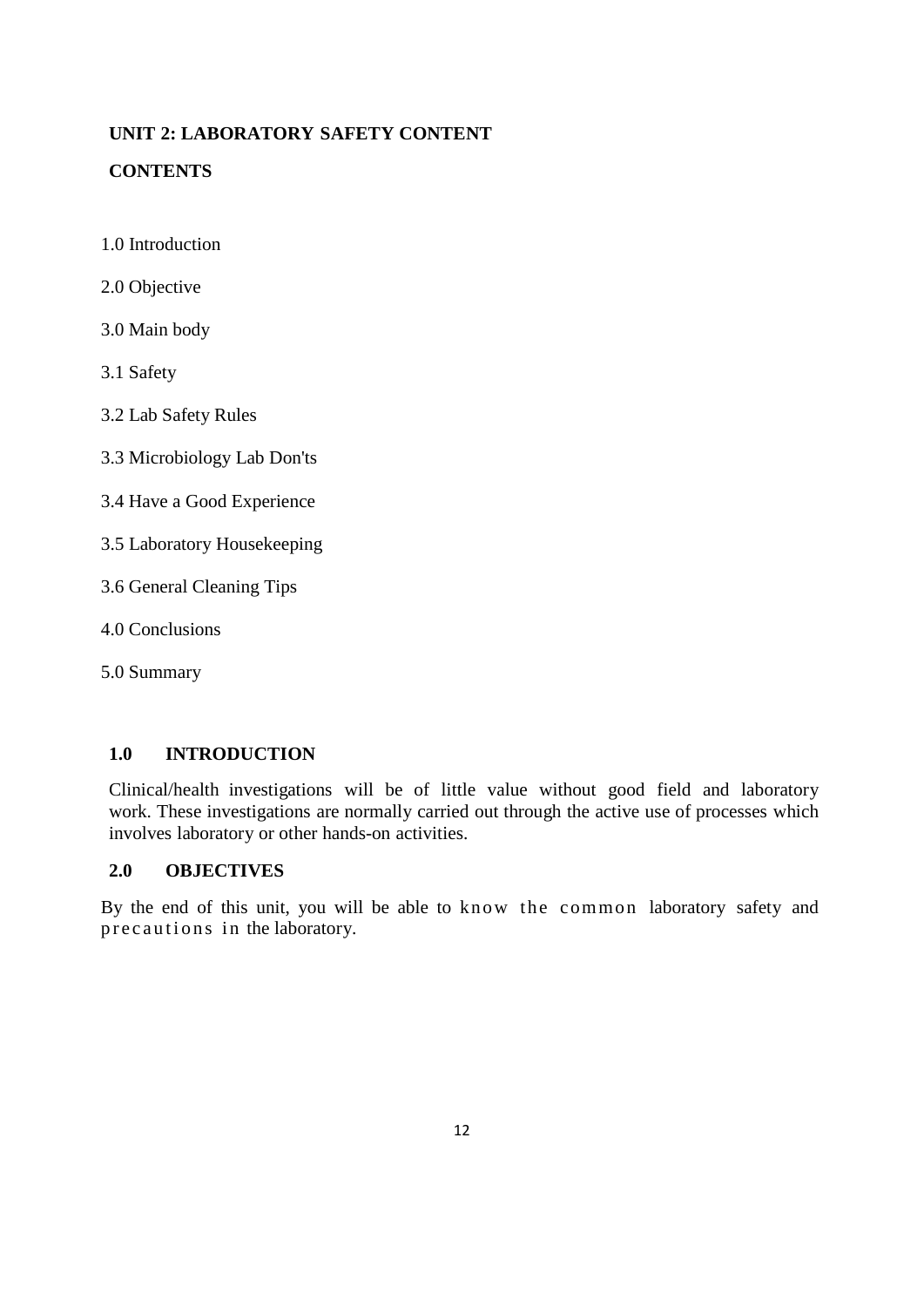## UNIT 2: LABORATORY SAFETY CONTENT

### CONTENTS

1.0 Introduction

2.0 Objective

3.0 Main body

3.1 Safety

3.2 Lab Safety Rules

3.3 Microbiology Lab Don'ts

3.4 Have a Good Experience

3.5 Laboratory Housekeeping

3.6 General Cleaning Tips

4.0 Conclusions

5.0 Summary

### 1.0 INTRODUCTION

Clinical/health investigations will be of little value without good field and laboratory work. These investigations are normally carried out through the active use of processes which involves laboratory or other hands-on activities.

### 2.0 OBJECTIVES

By the end of this unit, you will be able to know the common laboratory safety and precautions in the laboratory.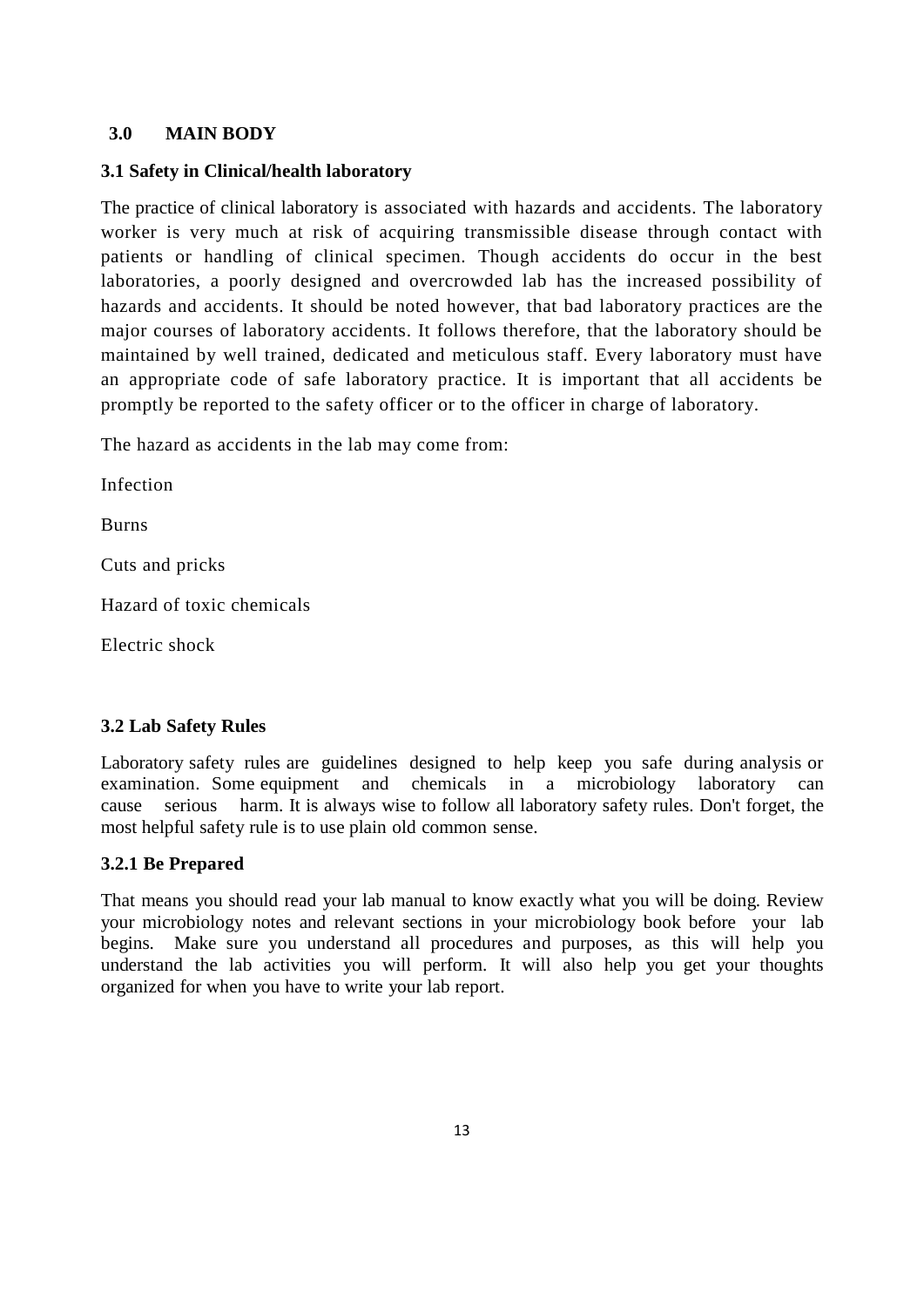## 3.0 MAIN BODY

### 3.1 Safety in Clinical/health laboratory

The practice of clinical laboratory is associated with hazards and accidents. The laboratory worker is very much at risk of acquiring transmissible disease through contact with patients or handling of clinical specimen. Though accidents do occur in the best laboratories, a poorly designed and overcrowded lab has the increased possibility of hazards and accidents. It should be noted however, that bad laboratory practices are the major courses of laboratory accidents. It follows therefore, that the laboratory should be maintained by well trained, dedicated and meticulous staff. Every laboratory must have an appropriate code of safe laboratory practice. It is important that all accidents be promptly be reported to the safety officer or to the officer in charge of laboratory.

The hazard as accidents in the lab may come from:

Infection

Burns

Cuts and pricks

Hazard of toxic chemicals

Electric shock

### 3.2 Lab Safety Rules

Laboratory safety rules are guidelines designed to help keep you safe during analysis or examination. Some equipment and chemicals in a microbiology laboratory can cause serious harm. It is always wise to follow all laboratory safety rules. Don't forget, the most helpful safety rule is to use plain old common sense.

#### 3.2.1 Be Prepared

That means you should read your lab manual to know exactly what you will be doing. Review your microbiology notes and relevant sections in your microbiology book before your lab begins. Make sure you understand all procedures and purposes, as this will help you understand the lab activities you will perform. It will also help you get your thoughts organized for when you have to write your lab report.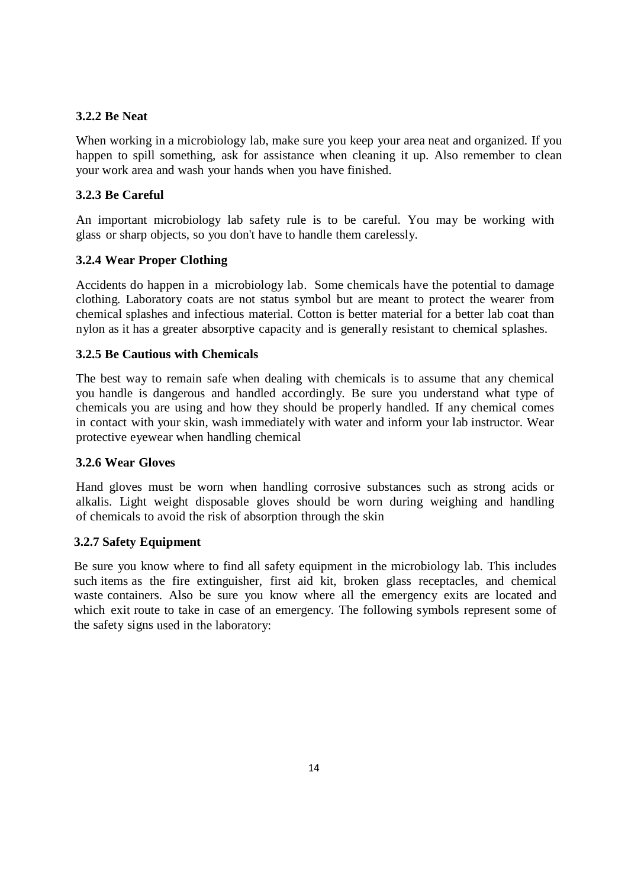### 3.2.2 Be Neat

When working in a microbiology lab, make sure you keep your area neat and organized. If you happen to spill something, ask for assistance when cleaning it up. Also remember to clean your work area and wash your hands when you have finished.

### 3.2.3 Be Careful

An important microbiology lab safety rule is to be careful. You may be working with glass or sharp objects, so you don't have to handle them carelessly.

### 3.2.4 Wear Proper Clothing

Accidents do happen in a microbiology lab. Some chemicals have the potential to damage clothing. Laboratory coats are not status symbol but are meant to protect the wearer from chemical splashes and infectious material. Cotton is better material for a better lab coat than nylon as it has a greater absorptive capacity and is generally resistant to chemical splashes.

### 3.2.5 Be Cautious with Chemicals

The best way to remain safe when dealing with chemicals is to assume that any chemical you handle is dangerous and handled accordingly. Be sure you understand what type of chemicals you are using and how they should be properly handled. If any chemical comes in contact with your skin, wash immediately with water and inform your lab instructor. Wear protective eyewear when handling chemical

### 3.2.6 Wear Gloves

Hand gloves must be worn when handling corrosive substances such as strong acids or alkalis. Light weight disposable gloves should be worn during weighing and handling of chemicals to avoid the risk of absorption through the skin

### 3.2.7 Safety Equipment

Be sure you know where to find all safety equipment in the microbiology lab. This includes such items as the fire extinguisher, first aid kit, broken glass receptacles, and chemical waste containers. Also be sure you know where all the emergency exits are located and which exit route to take in case of an emergency. The following symbols represent some of the safety signs used in the laboratory: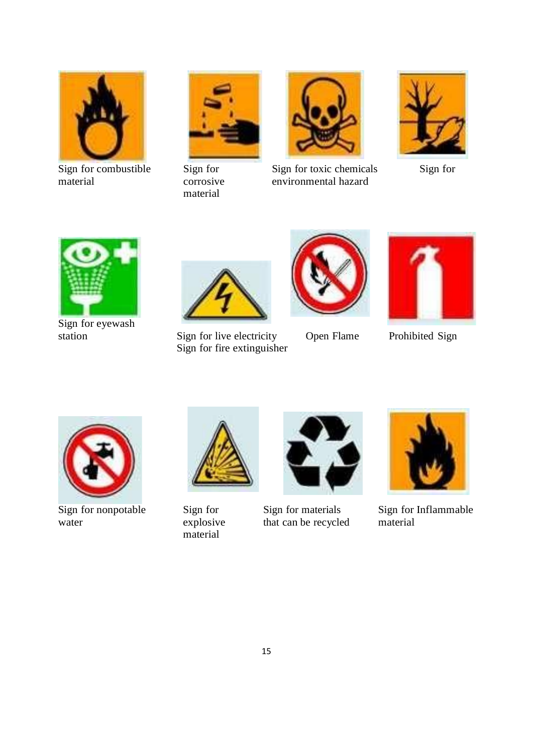Sign for combustible material

Sign for corrosive material

Sign for toxic chemicals environmental hazard

Sign for

Sign for eyewash station

Sign for live electricity
Sign for fire extinguisher

Open Flame

Prohibited Sign

Sign for nonpotable water

Sign for explosive material

Sign for materials that can be recycled

Sign for Inflammable material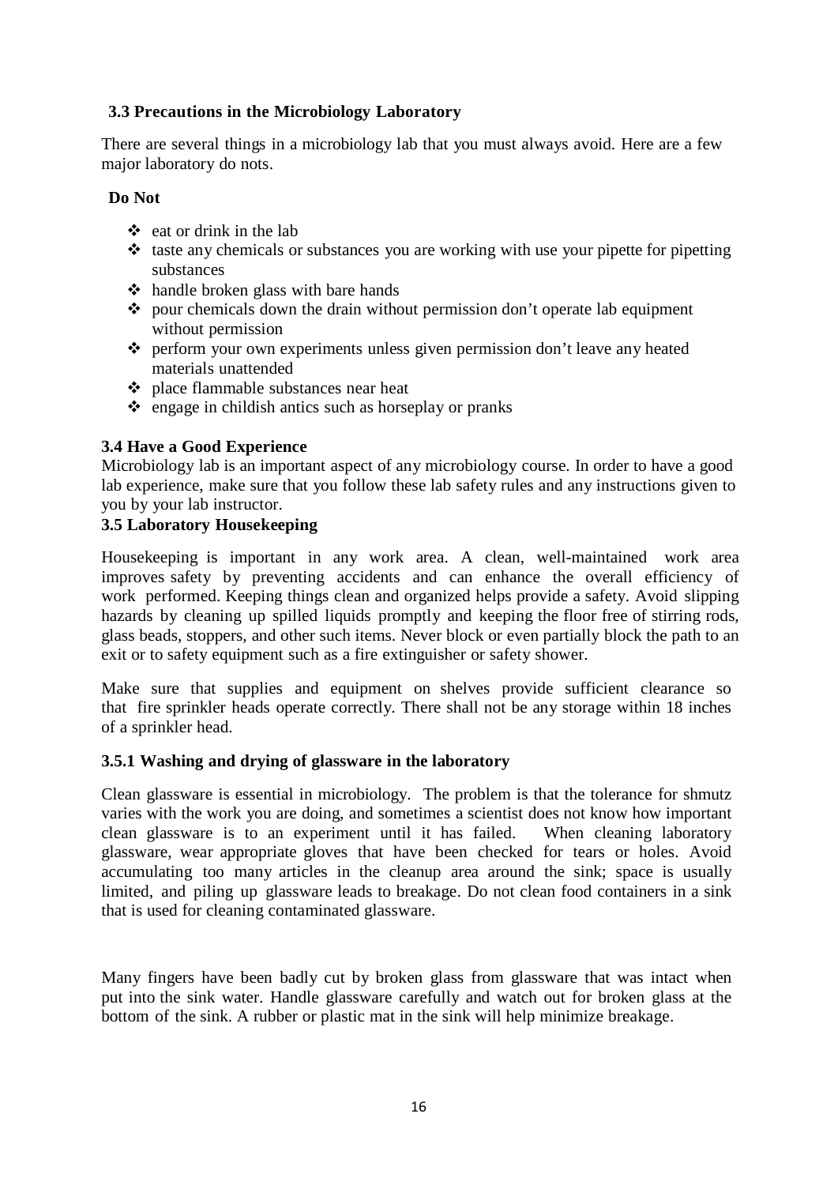### 3.3 Precautions in the Microbiology Laboratory

There are several things in a microbiology lab that you must always avoid. Here are a few major laboratory do nots.

**Do Not**

- eat or drink in the lab
- taste any chemicals or substances you are working with use your pipette for pipetting substances
- handle broken glass with bare hands
- pour chemicals down the drain without permission don't operate lab equipment without permission
- perform your own experiments unless given permission don't leave any heated materials unattended
- place flammable substances near heat
- engage in childish antics such as horseplay or pranks

### 3.4 Have a Good Experience

Microbiology lab is an important aspect of any microbiology course. In order to have a good lab experience, make sure that you follow these lab safety rules and any instructions given to you by your lab instructor.

### 3.5 Laboratory Housekeeping

Housekeeping is important in any work area. A clean, well-maintained work area improves safety by preventing accidents and can enhance the overall efficiency of work performed. Keeping things clean and organized helps provide a safety. Avoid slipping hazards by cleaning up spilled liquids promptly and keeping the floor free of stirring rods, glass beads, stoppers, and other such items. Never block or even partially block the path to an exit or to safety equipment such as a fire extinguisher or safety shower.

Make sure that supplies and equipment on shelves provide sufficient clearance so that fire sprinkler heads operate correctly. There shall not be any storage within 18 inches of a sprinkler head.

#### 3.5.1 Washing and drying of glassware in the laboratory

Clean glassware is essential in microbiology. The problem is that the tolerance for shmutz varies with the work you are doing, and sometimes a scientist does not know how important clean glassware is to an experiment until it has failed. When cleaning laboratory glassware, wear appropriate gloves that have been checked for tears or holes. Avoid accumulating too many articles in the cleanup area around the sink; space is usually limited, and piling up glassware leads to breakage. Do not clean food containers in a sink that is used for cleaning contaminated glassware.

Many fingers have been badly cut by broken glass from glassware that was intact when put into the sink water. Handle glassware carefully and watch out for broken glass at the bottom of the sink. A rubber or plastic mat in the sink will help minimize breakage.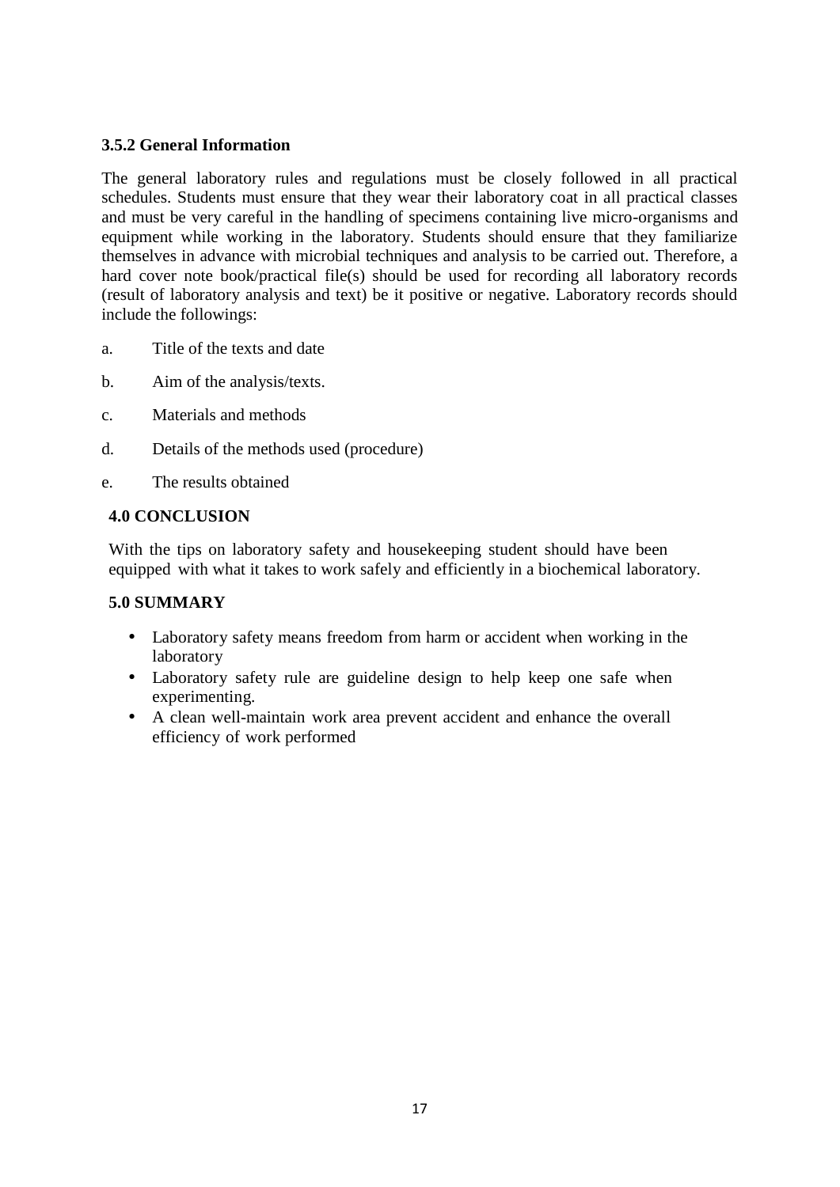### 3.5.2 General Information

The general laboratory rules and regulations must be closely followed in all practical schedules. Students must ensure that they wear their laboratory coat in all practical classes and must be very careful in the handling of specimens containing live micro-organisms and equipment while working in the laboratory. Students should ensure that they familiarize themselves in advance with microbial techniques and analysis to be carried out. Therefore, a hard cover note book/practical file(s) should be used for recording all laboratory records (result of laboratory analysis and text) be it positive or negative. Laboratory records should include the followings:

a. Title of the texts and date

b. Aim of the analysis/texts.

c. Materials and methods

d. Details of the methods used (procedure)

e. The results obtained

## 4.0 CONCLUSION

With the tips on laboratory safety and housekeeping student should have been equipped with what it takes to work safely and efficiently in a biochemical laboratory.

## 5.0 SUMMARY

- Laboratory safety means freedom from harm or accident when working in the laboratory
- Laboratory safety rule are guideline design to help keep one safe when experimenting.
- A clean well-maintain work area prevent accident and enhance the overall efficiency of work performed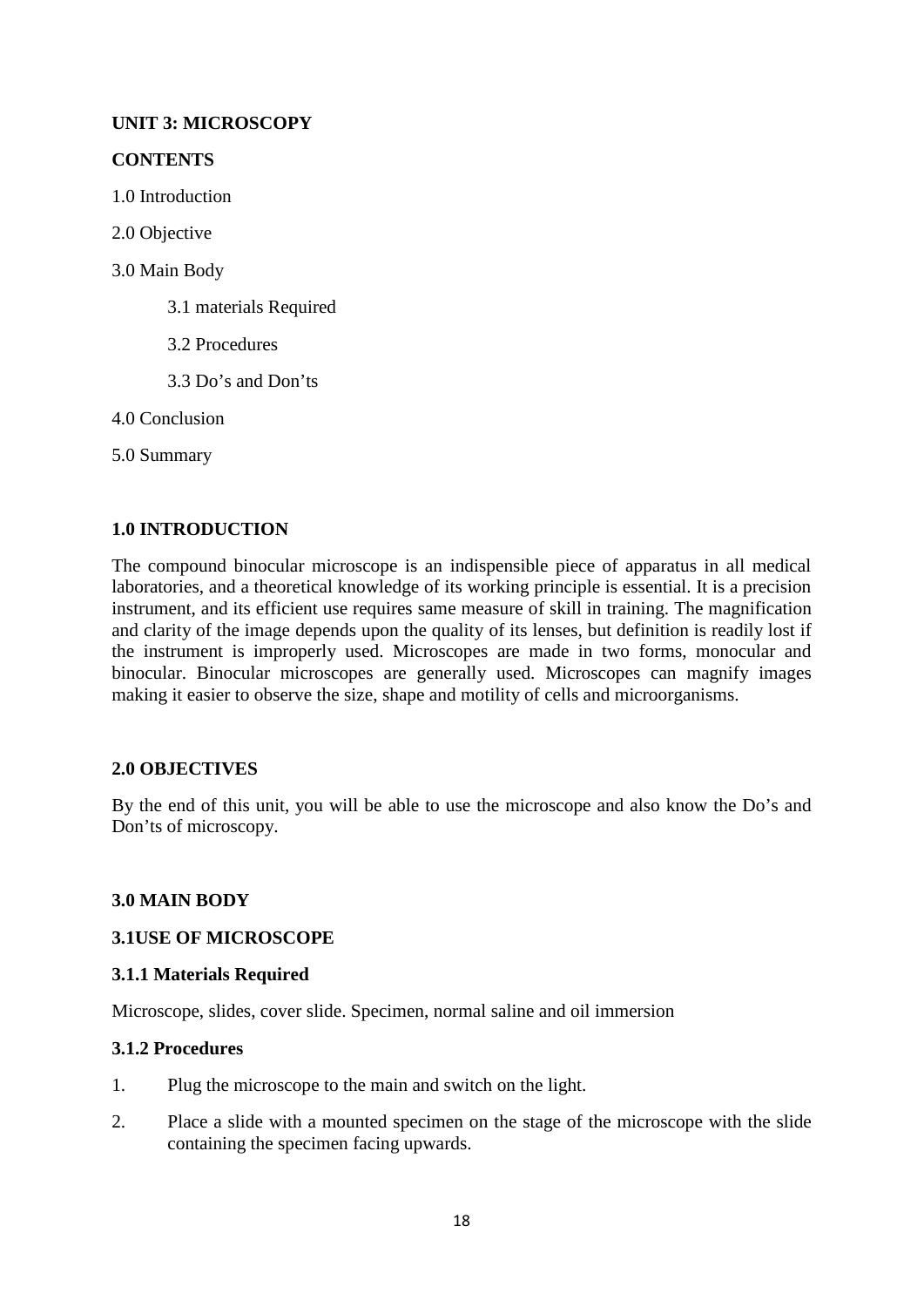**UNIT 3: MICROSCOPY**

**CONTENTS**

1.0 Introduction

2.0 Objective

3.0 Main Body

- 3.1 materials Required
- 3.2 Procedures
- 3.3 Do's and Don'ts

4.0 Conclusion

5.0 Summary

## 1.0 INTRODUCTION

The compound binocular microscope is an indispensible piece of apparatus in all medical laboratories, and a theoretical knowledge of its working principle is essential. It is a precision instrument, and its efficient use requires same measure of skill in training. The magnification and clarity of the image depends upon the quality of its lenses, but definition is readily lost if the instrument is improperly used. Microscopes are made in two forms, monocular and binocular. Binocular microscopes are generally used. Microscopes can magnify images making it easier to observe the size, shape and motility of cells and microorganisms.

## 2.0 OBJECTIVES

By the end of this unit, you will be able to use the microscope and also know the Do's and Don'ts of microscopy.

## 3.0 MAIN BODY

### 3.1USE OF MICROSCOPE

#### 3.1.1 Materials Required

Microscope, slides, cover slide. Specimen, normal saline and oil immersion

#### 3.1.2 Procedures

1. Plug the microscope to the main and switch on the light.
2. Place a slide with a mounted specimen on the stage of the microscope with the slide containing the specimen facing upwards.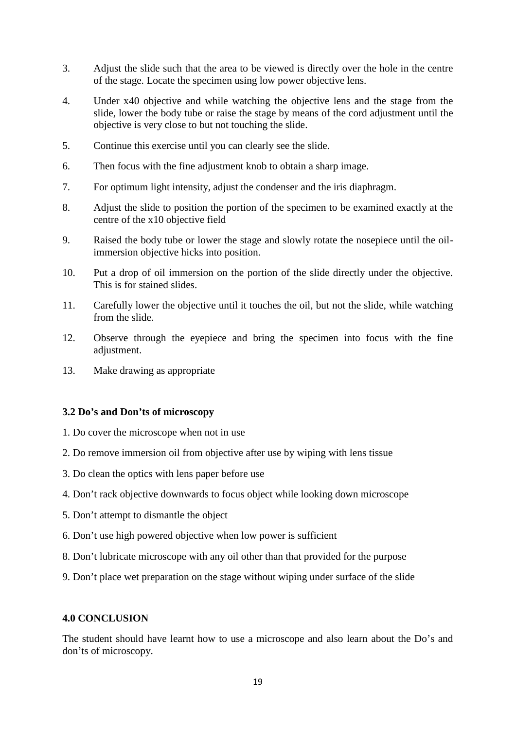3. Adjust the slide such that the area to be viewed is directly over the hole in the centre of the stage. Locate the specimen using low power objective lens.

4. Under x40 objective and while watching the objective lens and the stage from the slide, lower the body tube or raise the stage by means of the cord adjustment until the objective is very close to but not touching the slide.

5. Continue this exercise until you can clearly see the slide.

6. Then focus with the fine adjustment knob to obtain a sharp image.

7. For optimum light intensity, adjust the condenser and the iris diaphragm.

8. Adjust the slide to position the portion of the specimen to be examined exactly at the centre of the x10 objective field

9. Raised the body tube or lower the stage and slowly rotate the nosepiece until the oil-immersion objective hicks into position.

10. Put a drop of oil immersion on the portion of the slide directly under the objective. This is for stained slides.

11. Carefully lower the objective until it touches the oil, but not the slide, while watching from the slide.

12. Observe through the eyepiece and bring the specimen into focus with the fine adjustment.

13. Make drawing as appropriate

### 3.2 Do's and Don'ts of microscopy

1. Do cover the microscope when not in use

2. Do remove immersion oil from objective after use by wiping with lens tissue

3. Do clean the optics with lens paper before use

4. Don't rack objective downwards to focus object while looking down microscope

5. Don't attempt to dismantle the object

6. Don't use high powered objective when low power is sufficient

8. Don't lubricate microscope with any oil other than that provided for the purpose

9. Don't place wet preparation on the stage without wiping under surface of the slide

## 4.0 CONCLUSION

The student should have learnt how to use a microscope and also learn about the Do's and don'ts of microscopy.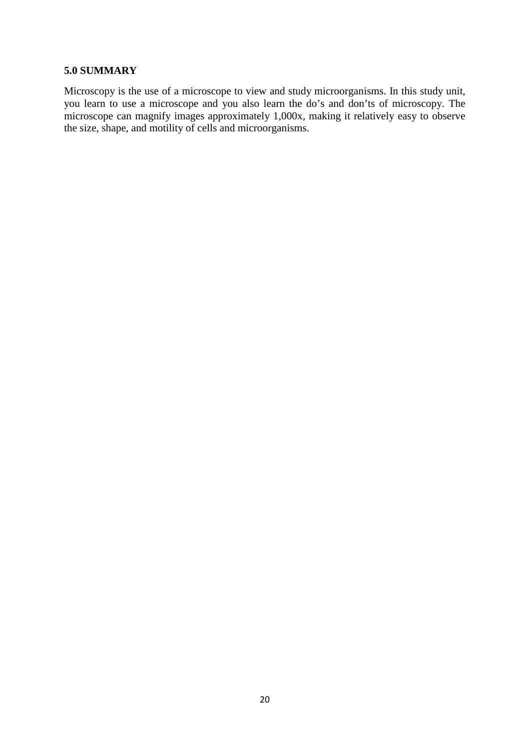## 5.0 SUMMARY

Microscopy is the use of a microscope to view and study microorganisms. In this study unit, you learn to use a microscope and you also learn the do's and don'ts of microscopy. The microscope can magnify images approximately 1,000x, making it relatively easy to observe the size, shape, and motility of cells and microorganisms.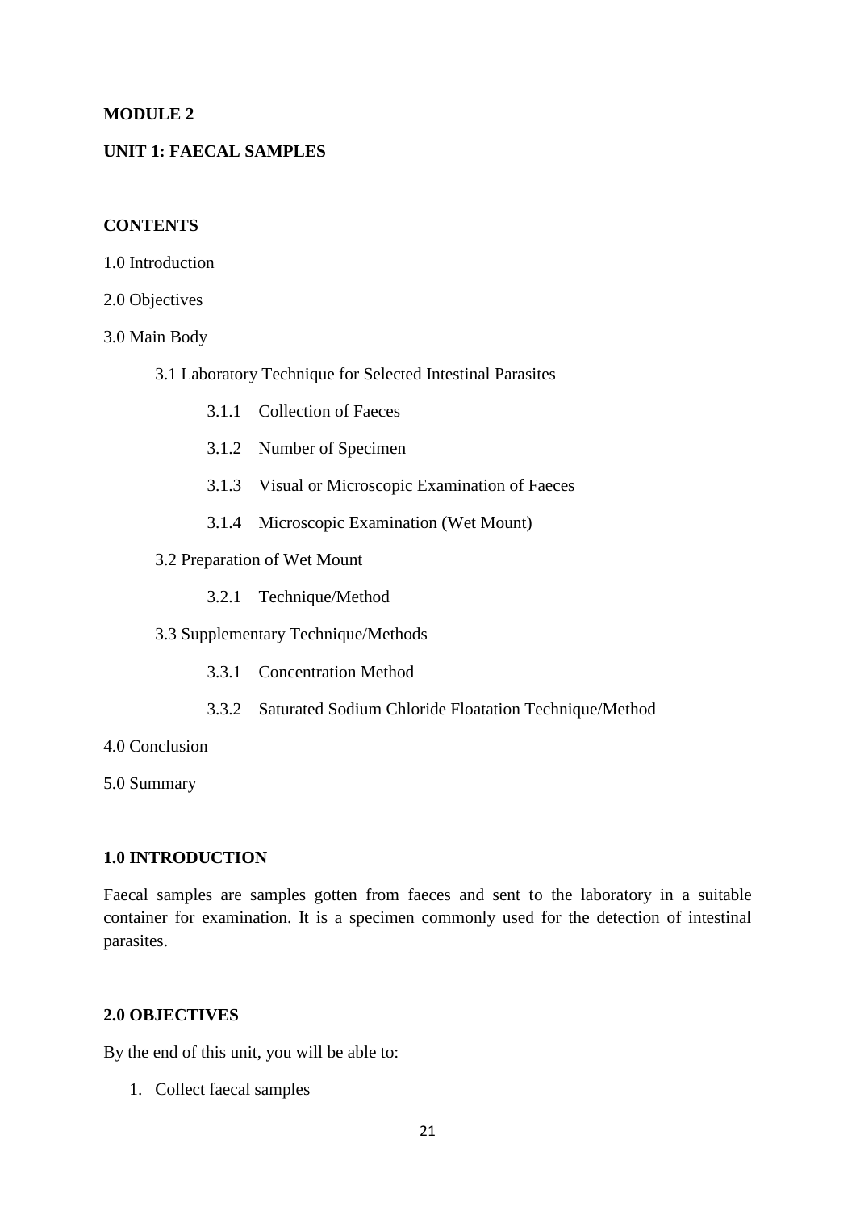**MODULE 2**

**UNIT 1: FAECAL SAMPLES**

**CONTENTS**

1.0 Introduction

2.0 Objectives

3.0 Main Body

- 3.1 Laboratory Technique for Selected Intestinal Parasites
  - 3.1.1 Collection of Faeces
  - 3.1.2 Number of Specimen
  - 3.1.3 Visual or Microscopic Examination of Faeces
  - 3.1.4 Microscopic Examination (Wet Mount)
- 3.2 Preparation of Wet Mount
  - 3.2.1 Technique/Method
- 3.3 Supplementary Technique/Methods
  - 3.3.1 Concentration Method
  - 3.3.2 Saturated Sodium Chloride Floatation Technique/Method

4.0 Conclusion

5.0 Summary

## 1.0 INTRODUCTION

Faecal samples are samples gotten from faeces and sent to the laboratory in a suitable container for examination. It is a specimen commonly used for the detection of intestinal parasites.

## 2.0 OBJECTIVES

By the end of this unit, you will be able to:

1. Collect faecal samples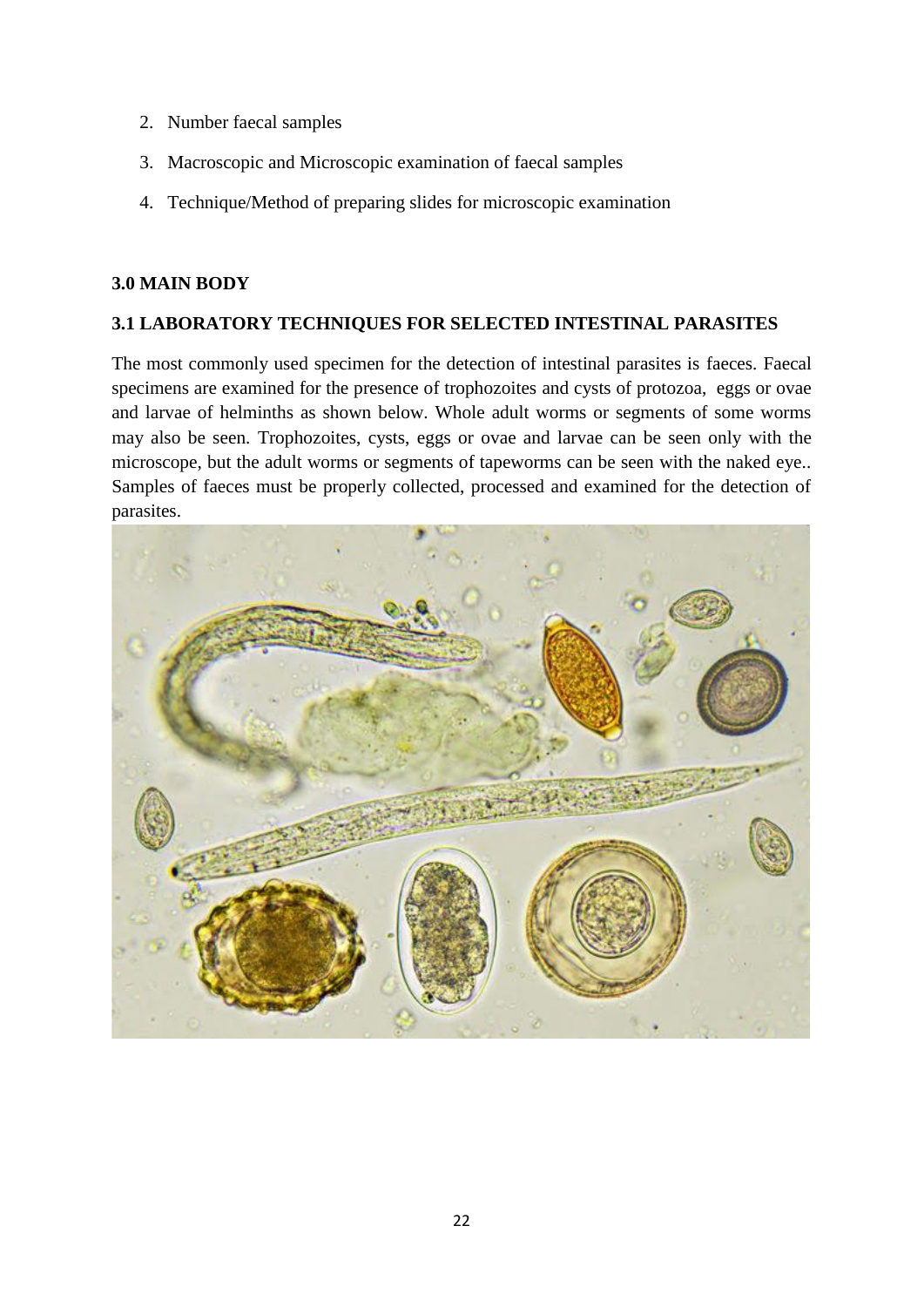2. Number faecal samples
3. Macroscopic and Microscopic examination of faecal samples
4. Technique/Method of preparing slides for microscopic examination

## 3.0 MAIN BODY

### 3.1 LABORATORY TECHNIQUES FOR SELECTED INTESTINAL PARASITES

The most commonly used specimen for the detection of intestinal parasites is faeces. Faecal specimens are examined for the presence of trophozoites and cysts of protozoa, eggs or ovae and larvae of helminths as shown below. Whole adult worms or segments of some worms may also be seen. Trophozoites, cysts, eggs or ovae and larvae can be seen only with the microscope, but the adult worms or segments of tapeworms can be seen with the naked eye.. Samples of faeces must be properly collected, processed and examined for the detection of parasites.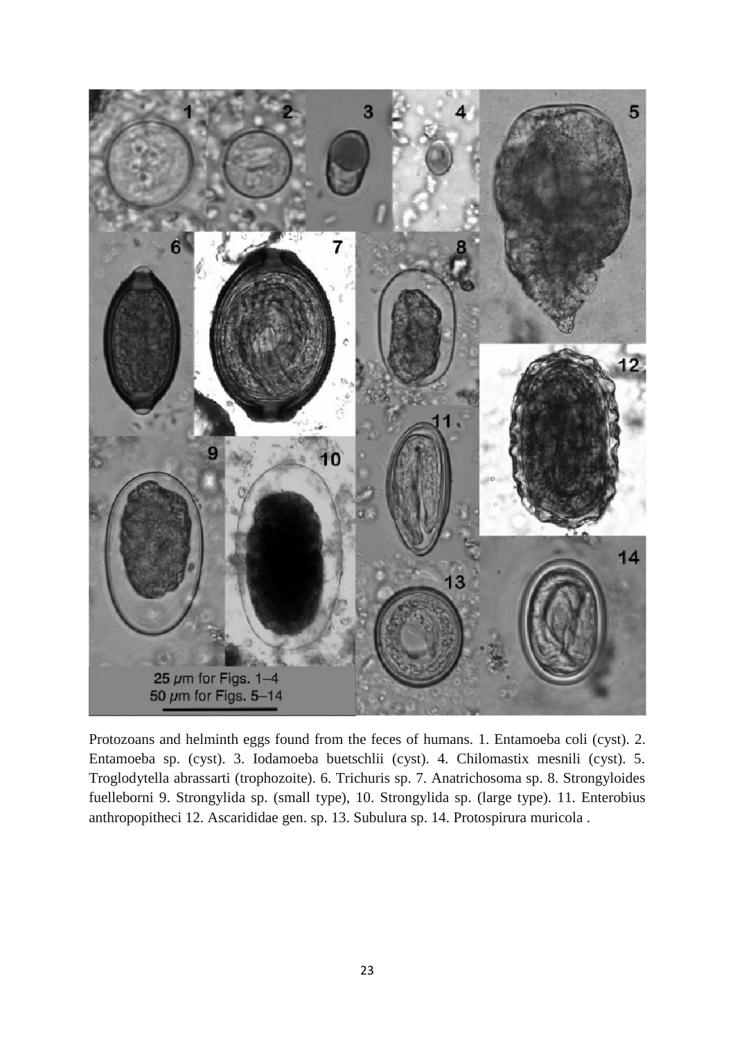Protozoans and helminth eggs found from the feces of humans. 1. Entamoeba coli (cyst). 2. Entamoeba sp. (cyst). 3. Iodamoeba buetschlii (cyst). 4. Chilomastix mesnili (cyst). 5. Troglodytella abrassarti (trophozoite). 6. Trichuris sp. 7. Anatrichosoma sp. 8. Strongyloides fuelleborni 9. Strongylida sp. (small type), 10. Strongylida sp. (large type). 11. Enterobius anthropopitheci 12. Ascarididae gen. sp. 13. Subulura sp. 14. Protospirura muricola .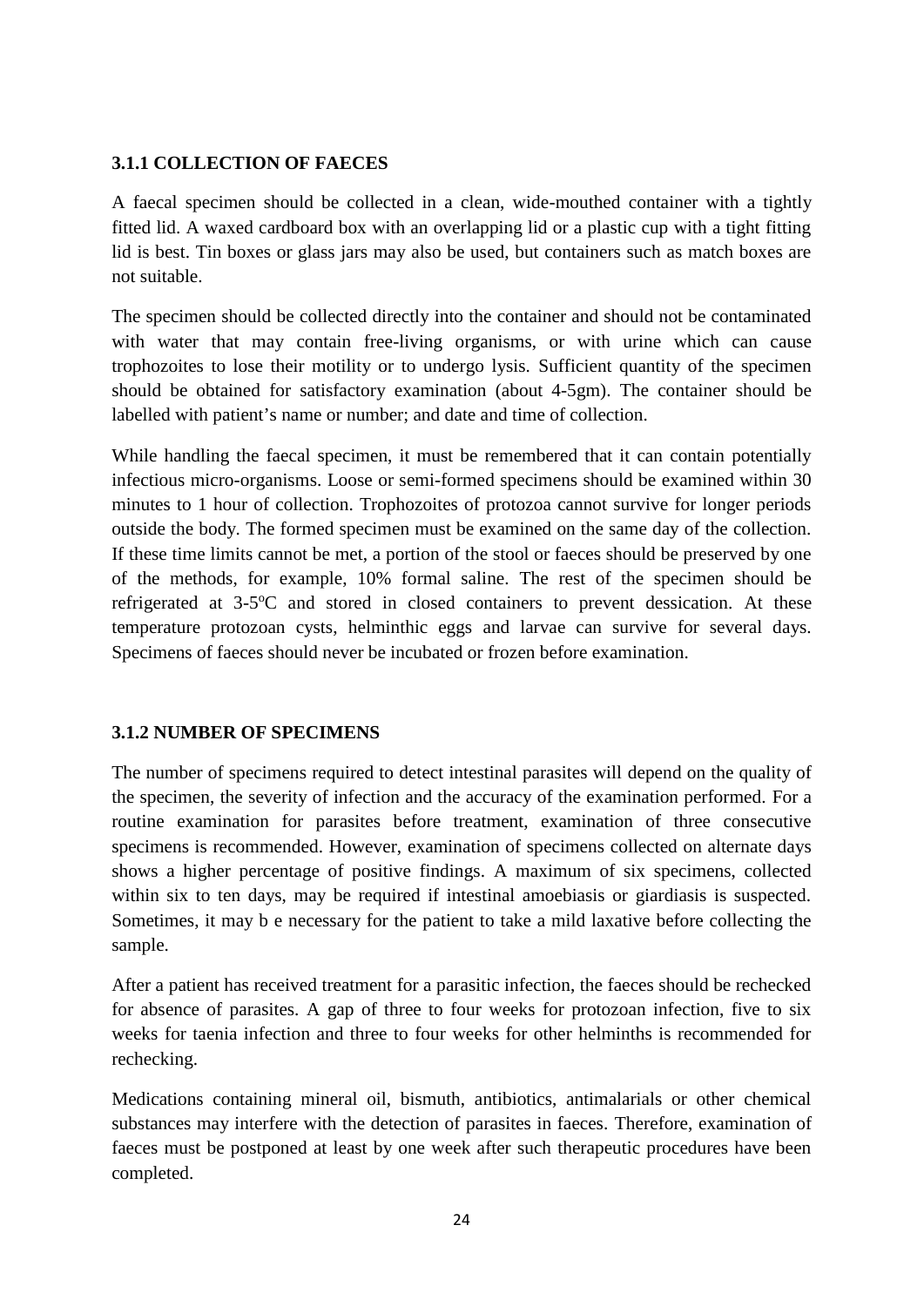### 3.1.1 COLLECTION OF FAECES

A faecal specimen should be collected in a clean, wide-mouthed container with a tightly fitted lid. A waxed cardboard box with an overlapping lid or a plastic cup with a tight fitting lid is best. Tin boxes or glass jars may also be used, but containers such as match boxes are not suitable.

The specimen should be collected directly into the container and should not be contaminated with water that may contain free-living organisms, or with urine which can cause trophozoites to lose their motility or to undergo lysis. Sufficient quantity of the specimen should be obtained for satisfactory examination (about 4-5gm). The container should be labelled with patient's name or number; and date and time of collection.

While handling the faecal specimen, it must be remembered that it can contain potentially infectious micro-organisms. Loose or semi-formed specimens should be examined within 30 minutes to 1 hour of collection. Trophozoites of protozoa cannot survive for longer periods outside the body. The formed specimen must be examined on the same day of the collection. If these time limits cannot be met, a portion of the stool or faeces should be preserved by one of the methods, for example, 10% formal saline. The rest of the specimen should be refrigerated at 3-5$^{o}$C and stored in closed containers to prevent dessication. At these temperature protozoan cysts, helminthic eggs and larvae can survive for several days. Specimens of faeces should never be incubated or frozen before examination.

### 3.1.2 NUMBER OF SPECIMENS

The number of specimens required to detect intestinal parasites will depend on the quality of the specimen, the severity of infection and the accuracy of the examination performed. For a routine examination for parasites before treatment, examination of three consecutive specimens is recommended. However, examination of specimens collected on alternate days shows a higher percentage of positive findings. A maximum of six specimens, collected within six to ten days, may be required if intestinal amoebiasis or giardiasis is suspected. Sometimes, it may b e necessary for the patient to take a mild laxative before collecting the sample.

After a patient has received treatment for a parasitic infection, the faeces should be rechecked for absence of parasites. A gap of three to four weeks for protozoan infection, five to six weeks for taenia infection and three to four weeks for other helminths is recommended for rechecking.

Medications containing mineral oil, bismuth, antibiotics, antimalarials or other chemical substances may interfere with the detection of parasites in faeces. Therefore, examination of faeces must be postponed at least by one week after such therapeutic procedures have been completed.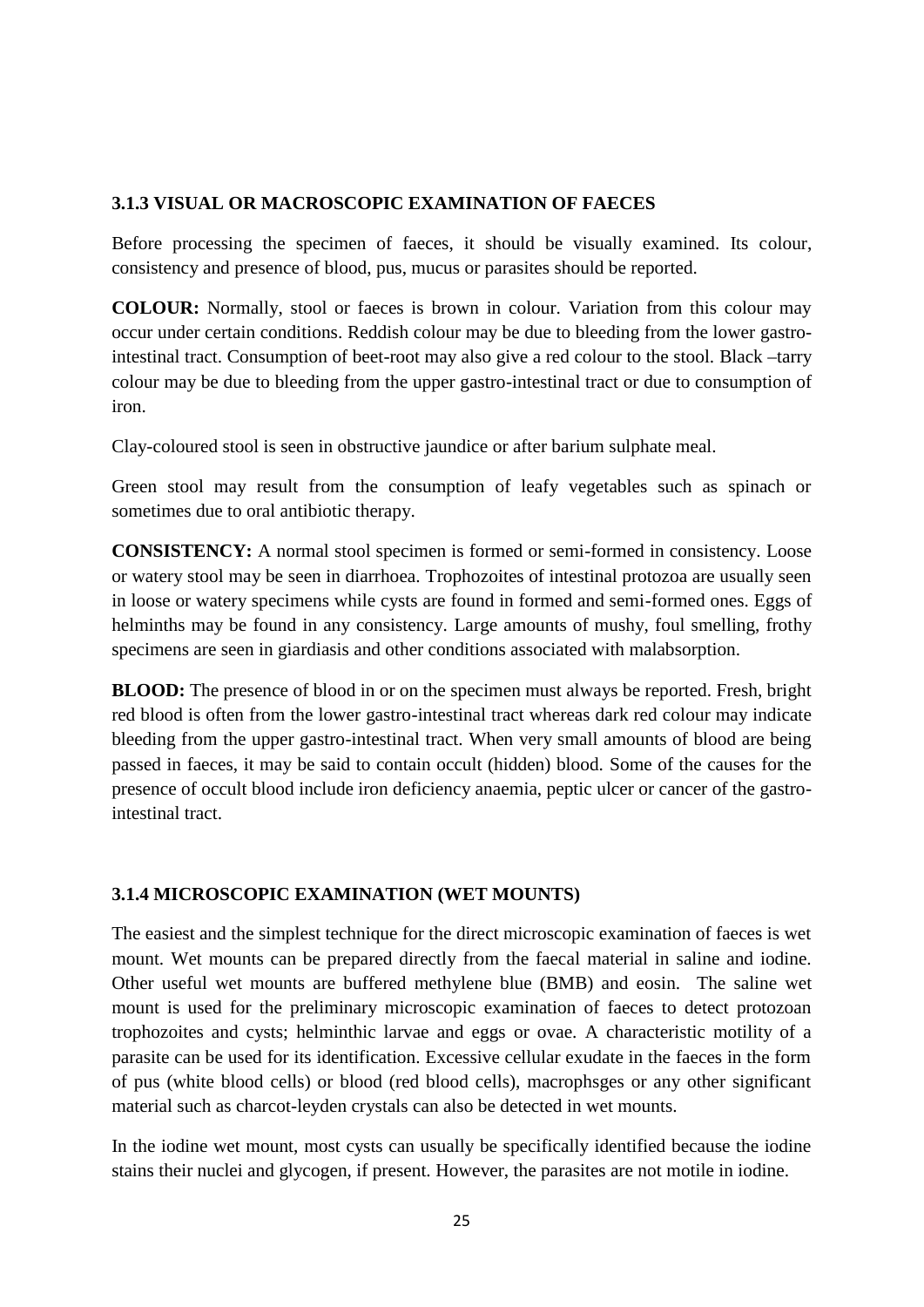### 3.1.3 VISUAL OR MACROSCOPIC EXAMINATION OF FAECES

Before processing the specimen of faeces, it should be visually examined. Its colour, consistency and presence of blood, pus, mucus or parasites should be reported.

**COLOUR:** Normally, stool or faeces is brown in colour. Variation from this colour may occur under certain conditions. Reddish colour may be due to bleeding from the lower gastro-intestinal tract. Consumption of beet-root may also give a red colour to the stool. Black –tarry colour may be due to bleeding from the upper gastro-intestinal tract or due to consumption of iron.

Clay-coloured stool is seen in obstructive jaundice or after barium sulphate meal.

Green stool may result from the consumption of leafy vegetables such as spinach or sometimes due to oral antibiotic therapy.

**CONSISTENCY:** A normal stool specimen is formed or semi-formed in consistency. Loose or watery stool may be seen in diarrhoea. Trophozoites of intestinal protozoa are usually seen in loose or watery specimens while cysts are found in formed and semi-formed ones. Eggs of helminths may be found in any consistency. Large amounts of mushy, foul smelling, frothy specimens are seen in giardiasis and other conditions associated with malabsorption.

**BLOOD:** The presence of blood in or on the specimen must always be reported. Fresh, bright red blood is often from the lower gastro-intestinal tract whereas dark red colour may indicate bleeding from the upper gastro-intestinal tract. When very small amounts of blood are being passed in faeces, it may be said to contain occult (hidden) blood. Some of the causes for the presence of occult blood include iron deficiency anaemia, peptic ulcer or cancer of the gastro-intestinal tract.

### 3.1.4 MICROSCOPIC EXAMINATION (WET MOUNTS)

The easiest and the simplest technique for the direct microscopic examination of faeces is wet mount. Wet mounts can be prepared directly from the faecal material in saline and iodine. Other useful wet mounts are buffered methylene blue (BMB) and eosin. The saline wet mount is used for the preliminary microscopic examination of faeces to detect protozoan trophozoites and cysts; helminthic larvae and eggs or ovae. A characteristic motility of a parasite can be used for its identification. Excessive cellular exudate in the faeces in the form of pus (white blood cells) or blood (red blood cells), macrophsges or any other significant material such as charcot-leyden crystals can also be detected in wet mounts.

In the iodine wet mount, most cysts can usually be specifically identified because the iodine stains their nuclei and glycogen, if present. However, the parasites are not motile in iodine.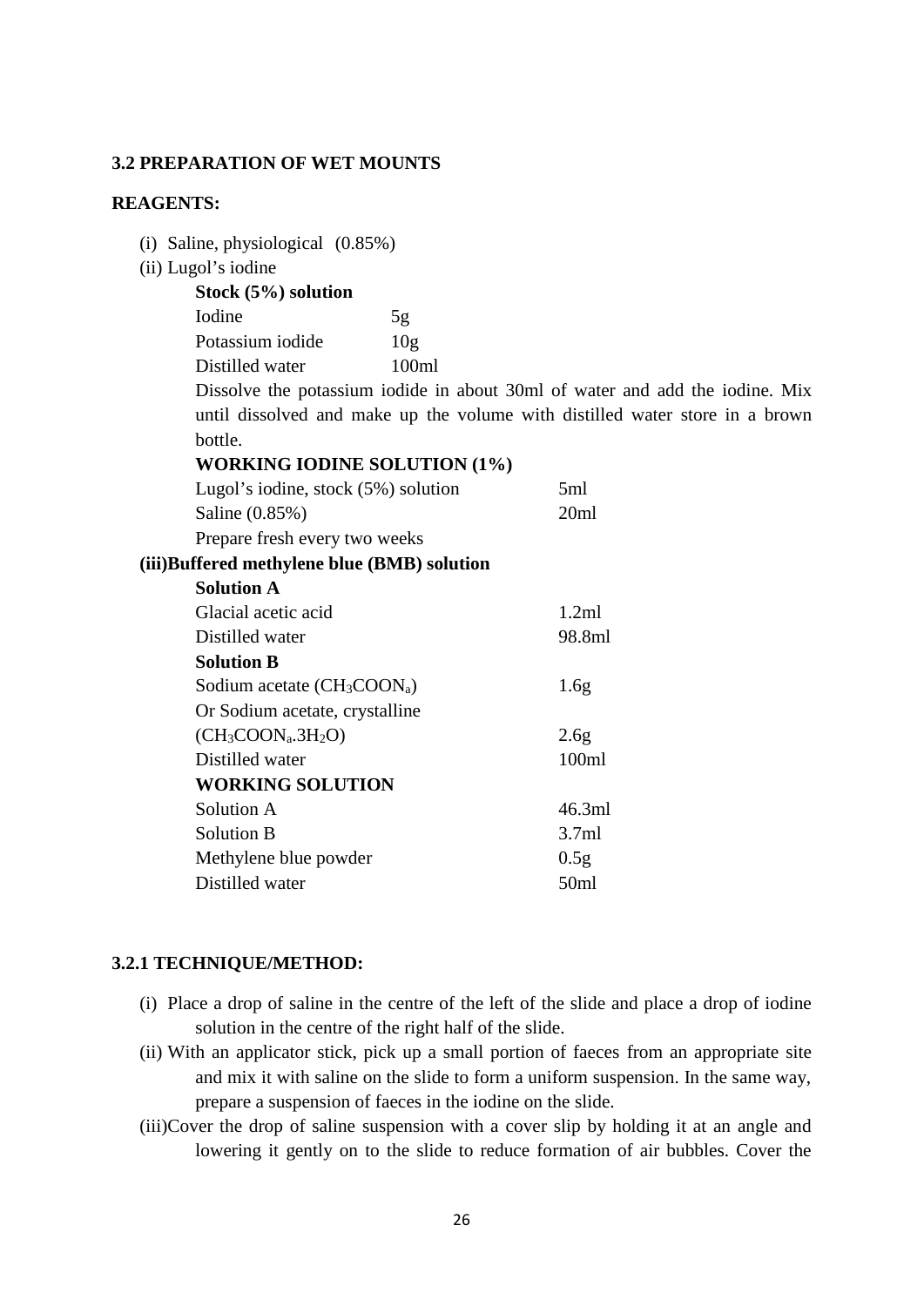## 3.2 PREPARATION OF WET MOUNTS

**REAGENTS:**

(i) Saline, physiological (0.85%)

(ii) Lugol's iodine

**Stock (5%) solution**

| | |
|---|---|
| Iodine | 5g |
| Potassium iodide | 10g |
| Distilled water | 100ml |

Dissolve the potassium iodide in about 30ml of water and add the iodine. Mix until dissolved and make up the volume with distilled water store in a brown bottle.

**WORKING IODINE SOLUTION (1%)**

| | |
|---|---|
| Lugol's iodine, stock (5%) solution | 5ml |
| Saline (0.85%) | 20ml |

Prepare fresh every two weeks

**(iii)Buffered methylene blue (BMB) solution**

**Solution A**

| | |
|---|---|
| Glacial acetic acid | 1.2ml |
| Distilled water | 98.8ml |

**Solution B**

| | |
|---|---|
| Sodium acetate ($CH_3COON_a$) | 1.6g |
| Or Sodium acetate, crystalline ($CH_3COON_a.3H_2O$) | 2.6g |
| Distilled water | 100ml |

**WORKING SOLUTION**

| | |
|---|---|
| Solution A | 46.3ml |
| Solution B | 3.7ml |
| Methylene blue powder | 0.5g |
| Distilled water | 50ml |

### 3.2.1 TECHNIQUE/METHOD:

(i) Place a drop of saline in the centre of the left of the slide and place a drop of iodine solution in the centre of the right half of the slide.

(ii) With an applicator stick, pick up a small portion of faeces from an appropriate site and mix it with saline on the slide to form a uniform suspension. In the same way, prepare a suspension of faeces in the iodine on the slide.

(iii)Cover the drop of saline suspension with a cover slip by holding it at an angle and lowering it gently on to the slide to reduce formation of air bubbles. Cover the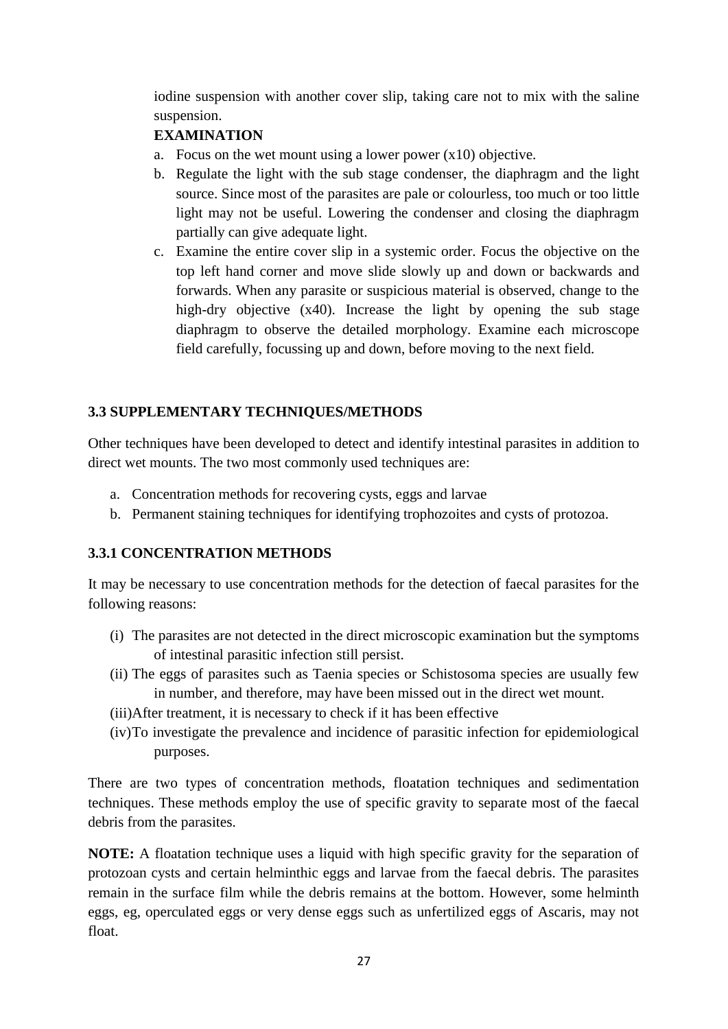iodine suspension with another cover slip, taking care not to mix with the saline suspension.

**EXAMINATION**

a. Focus on the wet mount using a lower power (x10) objective.
b. Regulate the light with the sub stage condenser, the diaphragm and the light source. Since most of the parasites are pale or colourless, too much or too little light may not be useful. Lowering the condenser and closing the diaphragm partially can give adequate light.
c. Examine the entire cover slip in a systemic order. Focus the objective on the top left hand corner and move slide slowly up and down or backwards and forwards. When any parasite or suspicious material is observed, change to the high-dry objective (x40). Increase the light by opening the sub stage diaphragm to observe the detailed morphology. Examine each microscope field carefully, focussing up and down, before moving to the next field.

### 3.3 SUPPLEMENTARY TECHNIQUES/METHODS

Other techniques have been developed to detect and identify intestinal parasites in addition to direct wet mounts. The two most commonly used techniques are:

a. Concentration methods for recovering cysts, eggs and larvae
b. Permanent staining techniques for identifying trophozoites and cysts of protozoa.

### 3.3.1 CONCENTRATION METHODS

It may be necessary to use concentration methods for the detection of faecal parasites for the following reasons:

(i) The parasites are not detected in the direct microscopic examination but the symptoms of intestinal parasitic infection still persist.
(ii) The eggs of parasites such as Taenia species or Schistosoma species are usually few in number, and therefore, may have been missed out in the direct wet mount.
(iii) After treatment, it is necessary to check if it has been effective
(iv) To investigate the prevalence and incidence of parasitic infection for epidemiological purposes.

There are two types of concentration methods, floatation techniques and sedimentation techniques. These methods employ the use of specific gravity to separate most of the faecal debris from the parasites.

**NOTE:** A floatation technique uses a liquid with high specific gravity for the separation of protozoan cysts and certain helminthic eggs and larvae from the faecal debris. The parasites remain in the surface film while the debris remains at the bottom. However, some helminth eggs, eg, operculated eggs or very dense eggs such as unfertilized eggs of Ascaris, may not float.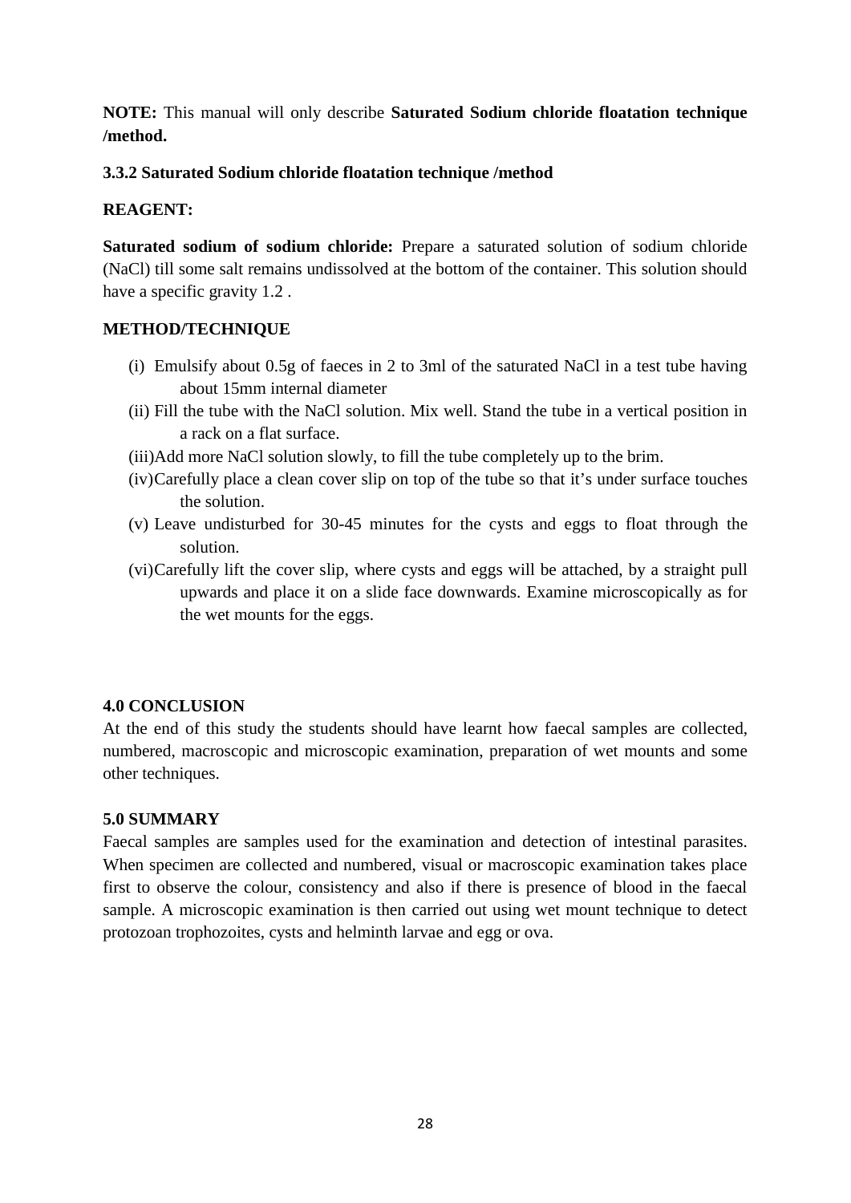**NOTE:** This manual will only describe **Saturated Sodium chloride floatation technique /method.**

### 3.3.2 Saturated Sodium chloride floatation technique /method

**REAGENT:**

**Saturated sodium of sodium chloride:** Prepare a saturated solution of sodium chloride (NaCl) till some salt remains undissolved at the bottom of the container. This solution should have a specific gravity 1.2 .

**METHOD/TECHNIQUE**

(i) Emulsify about 0.5g of faeces in 2 to 3ml of the saturated NaCl in a test tube having about 15mm internal diameter

(ii) Fill the tube with the NaCl solution. Mix well. Stand the tube in a vertical position in a rack on a flat surface.

(iii) Add more NaCl solution slowly, to fill the tube completely up to the brim.

(iv) Carefully place a clean cover slip on top of the tube so that it's under surface touches the solution.

(v) Leave undisturbed for 30-45 minutes for the cysts and eggs to float through the solution.

(vi) Carefully lift the cover slip, where cysts and eggs will be attached, by a straight pull upwards and place it on a slide face downwards. Examine microscopically as for the wet mounts for the eggs.

## 4.0 CONCLUSION

At the end of this study the students should have learnt how faecal samples are collected, numbered, macroscopic and microscopic examination, preparation of wet mounts and some other techniques.

## 5.0 SUMMARY

Faecal samples are samples used for the examination and detection of intestinal parasites. When specimen are collected and numbered, visual or macroscopic examination takes place first to observe the colour, consistency and also if there is presence of blood in the faecal sample. A microscopic examination is then carried out using wet mount technique to detect protozoan trophozoites, cysts and helminth larvae and egg or ova.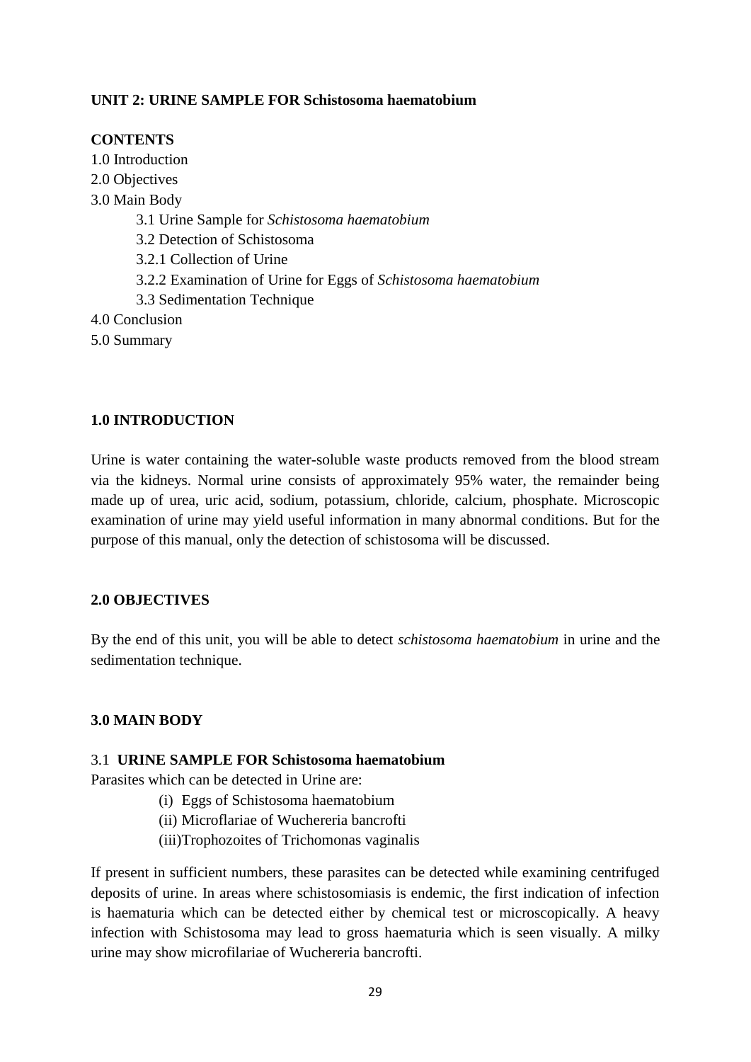**UNIT 2: URINE SAMPLE FOR Schistosoma haematobium**

**CONTENTS**

1.0 Introduction
2.0 Objectives
3.0 Main Body
  3.1 Urine Sample for *Schistosoma haematobium*
  3.2 Detection of Schistosoma
  3.2.1 Collection of Urine
  3.2.2 Examination of Urine for Eggs of *Schistosoma haematobium*
  3.3 Sedimentation Technique
4.0 Conclusion
5.0 Summary

## 1.0 INTRODUCTION

Urine is water containing the water-soluble waste products removed from the blood stream via the kidneys. Normal urine consists of approximately 95% water, the remainder being made up of urea, uric acid, sodium, potassium, chloride, calcium, phosphate. Microscopic examination of urine may yield useful information in many abnormal conditions. But for the purpose of this manual, only the detection of schistosoma will be discussed.

## 2.0 OBJECTIVES

By the end of this unit, you will be able to detect *schistosoma haematobium* in urine and the sedimentation technique.

## 3.0 MAIN BODY

### 3.1 URINE SAMPLE FOR Schistosoma haematobium

Parasites which can be detected in Urine are:

(i) Eggs of Schistosoma haematobium
(ii) Microflariae of Wuchereria bancrofti
(iii)Trophozoites of Trichomonas vaginalis

If present in sufficient numbers, these parasites can be detected while examining centrifuged deposits of urine. In areas where schistosomiasis is endemic, the first indication of infection is haematuria which can be detected either by chemical test or microscopically. A heavy infection with Schistosoma may lead to gross haematuria which is seen visually. A milky urine may show microfilariae of Wuchereria bancrofti.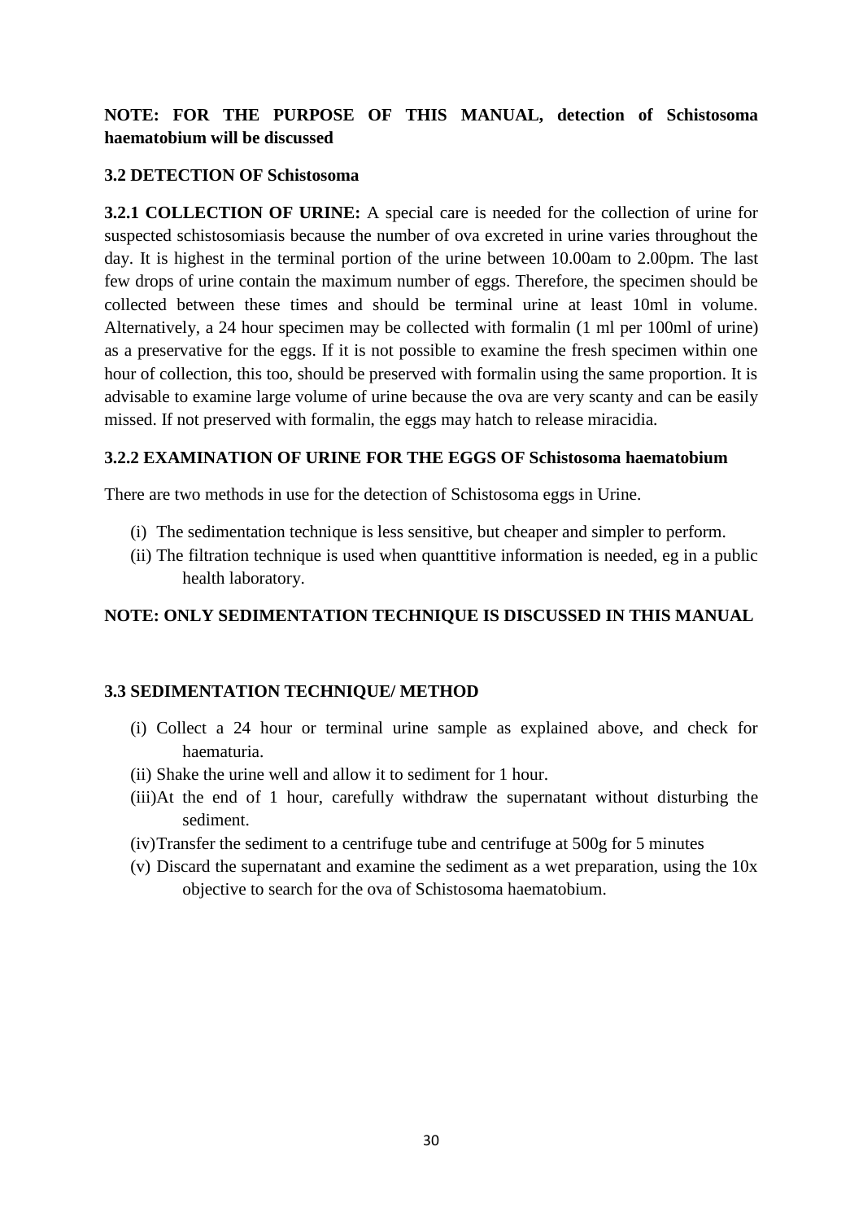**NOTE: FOR THE PURPOSE OF THIS MANUAL, detection of Schistosoma haematobium will be discussed**

### 3.2 DETECTION OF Schistosoma

**3.2.1 COLLECTION OF URINE:** A special care is needed for the collection of urine for suspected schistosomiasis because the number of ova excreted in urine varies throughout the day. It is highest in the terminal portion of the urine between 10.00am to 2.00pm. The last few drops of urine contain the maximum number of eggs. Therefore, the specimen should be collected between these times and should be terminal urine at least 10ml in volume. Alternatively, a 24 hour specimen may be collected with formalin (1 ml per 100ml of urine) as a preservative for the eggs. If it is not possible to examine the fresh specimen within one hour of collection, this too, should be preserved with formalin using the same proportion. It is advisable to examine large volume of urine because the ova are very scanty and can be easily missed. If not preserved with formalin, the eggs may hatch to release miracidia.

#### 3.2.2 EXAMINATION OF URINE FOR THE EGGS OF Schistosoma haematobium

There are two methods in use for the detection of Schistosoma eggs in Urine.

(i) The sedimentation technique is less sensitive, but cheaper and simpler to perform.
(ii) The filtration technique is used when quanttitive information is needed, eg in a public health laboratory.

**NOTE: ONLY SEDIMENTATION TECHNIQUE IS DISCUSSED IN THIS MANUAL**

### 3.3 SEDIMENTATION TECHNIQUE/ METHOD

(i) Collect a 24 hour or terminal urine sample as explained above, and check for haematuria.
(ii) Shake the urine well and allow it to sediment for 1 hour.
(iii) At the end of 1 hour, carefully withdraw the supernatant without disturbing the sediment.
(iv) Transfer the sediment to a centrifuge tube and centrifuge at 500g for 5 minutes
(v) Discard the supernatant and examine the sediment as a wet preparation, using the 10x objective to search for the ova of Schistosoma haematobium.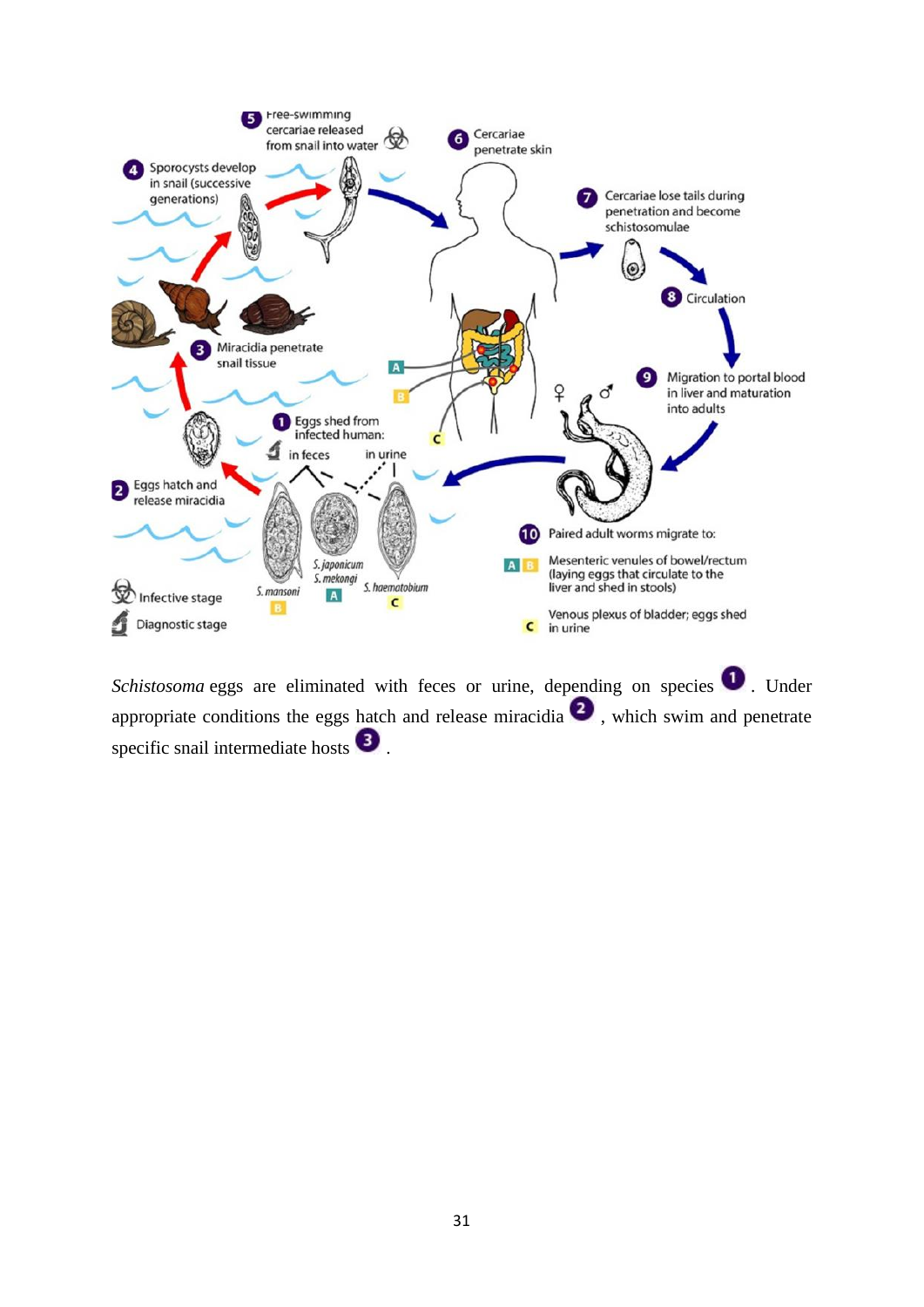*Schistosoma* eggs are eliminated with feces or urine, depending on species **1**. Under appropriate conditions the eggs hatch and release miracidia **2**, which swim and penetrate specific snail intermediate hosts **3**.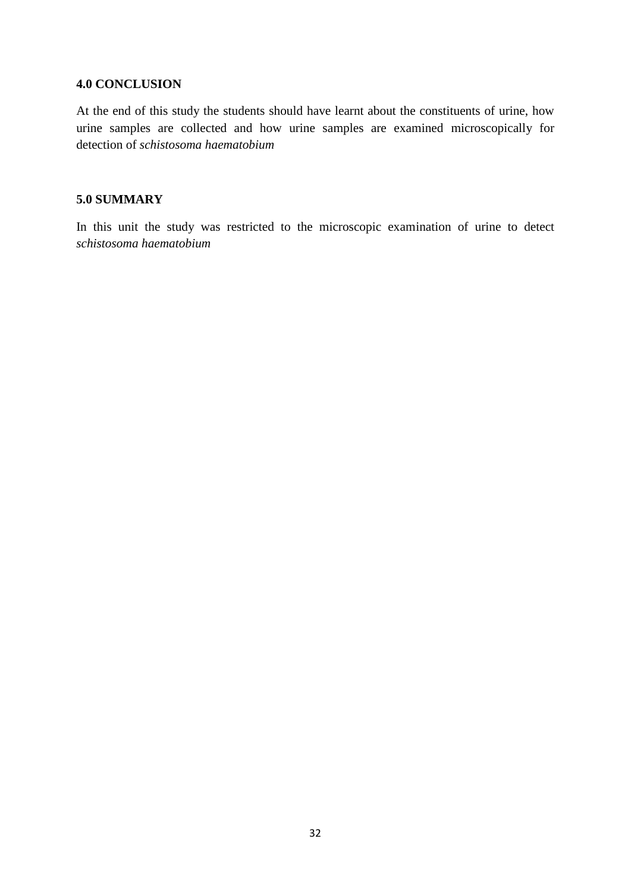## 4.0 CONCLUSION

At the end of this study the students should have learnt about the constituents of urine, how urine samples are collected and how urine samples are examined microscopically for detection of *schistosoma haematobium*

## 5.0 SUMMARY

In this unit the study was restricted to the microscopic examination of urine to detect *schistosoma haematobium*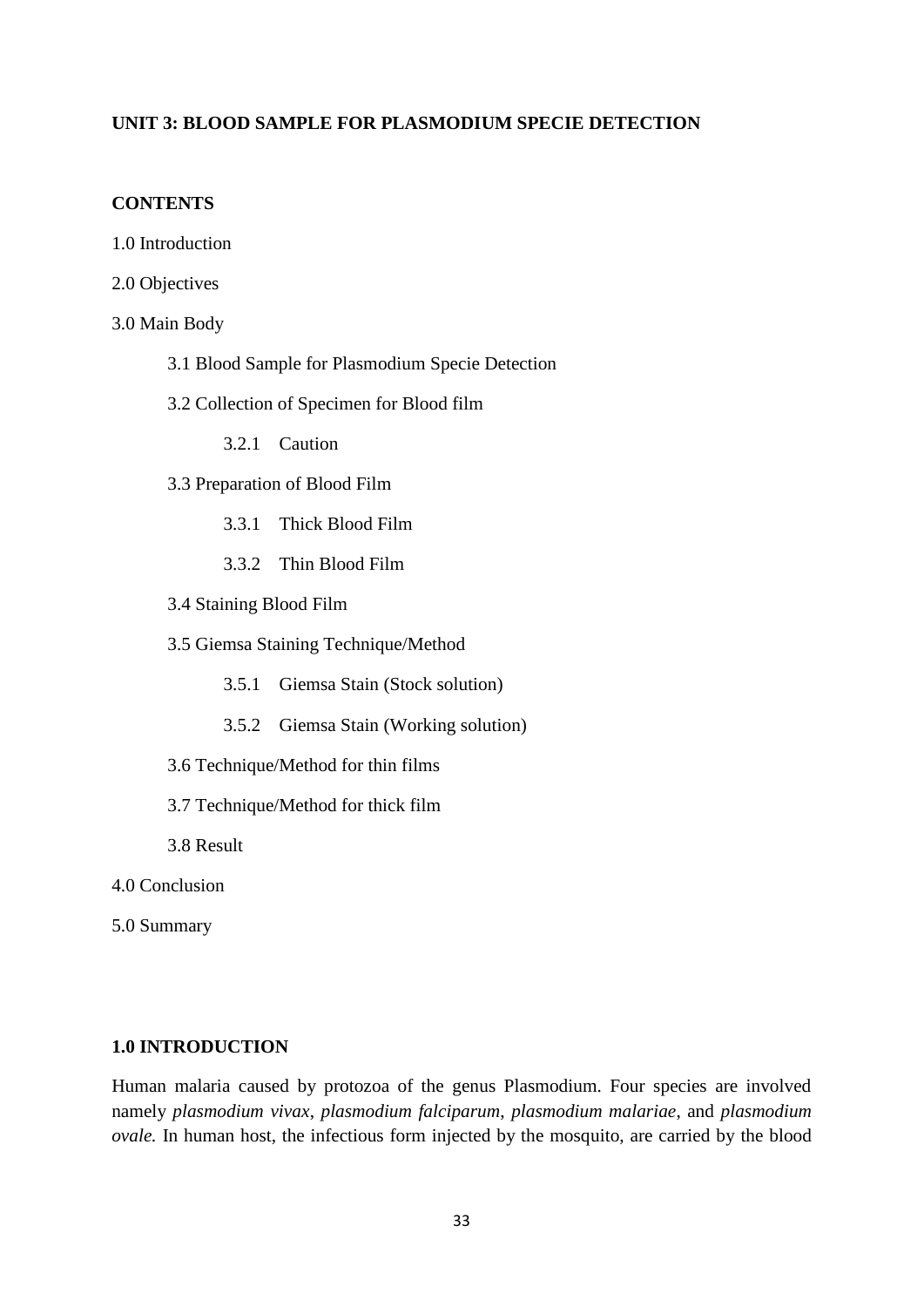## UNIT 3: BLOOD SAMPLE FOR PLASMODIUM SPECIE DETECTION

### CONTENTS

1.0 Introduction

2.0 Objectives

3.0 Main Body

- 3.1 Blood Sample for Plasmodium Specie Detection
- 3.2 Collection of Specimen for Blood film
    - 3.2.1 Caution
- 3.3 Preparation of Blood Film
    - 3.3.1 Thick Blood Film
    - 3.3.2 Thin Blood Film
- 3.4 Staining Blood Film
- 3.5 Giemsa Staining Technique/Method
    - 3.5.1 Giemsa Stain (Stock solution)
    - 3.5.2 Giemsa Stain (Working solution)
- 3.6 Technique/Method for thin films
- 3.7 Technique/Method for thick film
- 3.8 Result

4.0 Conclusion

5.0 Summary

### 1.0 INTRODUCTION

Human malaria caused by protozoa of the genus Plasmodium. Four species are involved namely *plasmodium vivax*, *plasmodium falciparum*, *plasmodium malariae*, and *plasmodium ovale.* In human host, the infectious form injected by the mosquito, are carried by the blood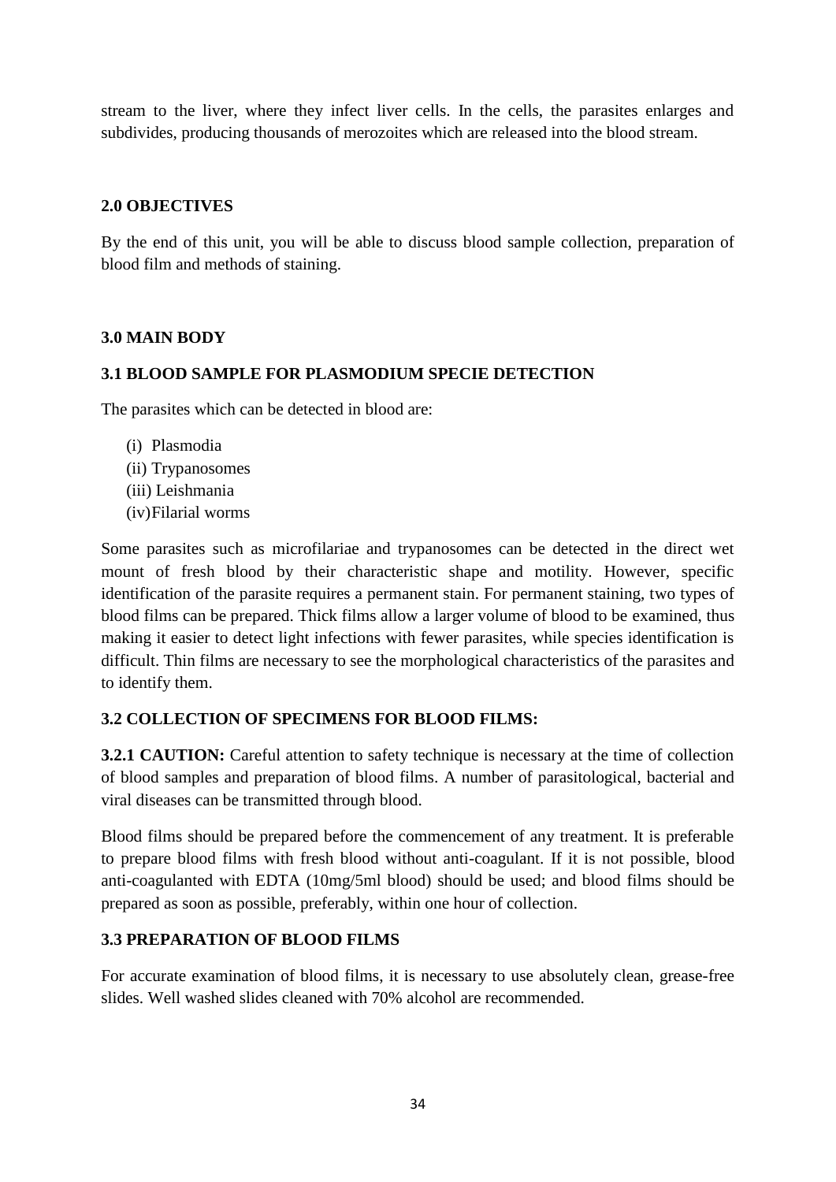stream to the liver, where they infect liver cells. In the cells, the parasites enlarges and subdivides, producing thousands of merozoites which are released into the blood stream.

## 2.0 OBJECTIVES

By the end of this unit, you will be able to discuss blood sample collection, preparation of blood film and methods of staining.

## 3.0 MAIN BODY

### 3.1 BLOOD SAMPLE FOR PLASMODIUM SPECIE DETECTION

The parasites which can be detected in blood are:

(i) Plasmodia
(ii) Trypanosomes
(iii) Leishmania
(iv) Filarial worms

Some parasites such as microfilariae and trypanosomes can be detected in the direct wet mount of fresh blood by their characteristic shape and motility. However, specific identification of the parasite requires a permanent stain. For permanent staining, two types of blood films can be prepared. Thick films allow a larger volume of blood to be examined, thus making it easier to detect light infections with fewer parasites, while species identification is difficult. Thin films are necessary to see the morphological characteristics of the parasites and to identify them.

### 3.2 COLLECTION OF SPECIMENS FOR BLOOD FILMS:

**3.2.1 CAUTION:** Careful attention to safety technique is necessary at the time of collection of blood samples and preparation of blood films. A number of parasitological, bacterial and viral diseases can be transmitted through blood.

Blood films should be prepared before the commencement of any treatment. It is preferable to prepare blood films with fresh blood without anti-coagulant. If it is not possible, blood anti-coagulanted with EDTA (10mg/5ml blood) should be used; and blood films should be prepared as soon as possible, preferably, within one hour of collection.

### 3.3 PREPARATION OF BLOOD FILMS

For accurate examination of blood films, it is necessary to use absolutely clean, grease-free slides. Well washed slides cleaned with 70% alcohol are recommended.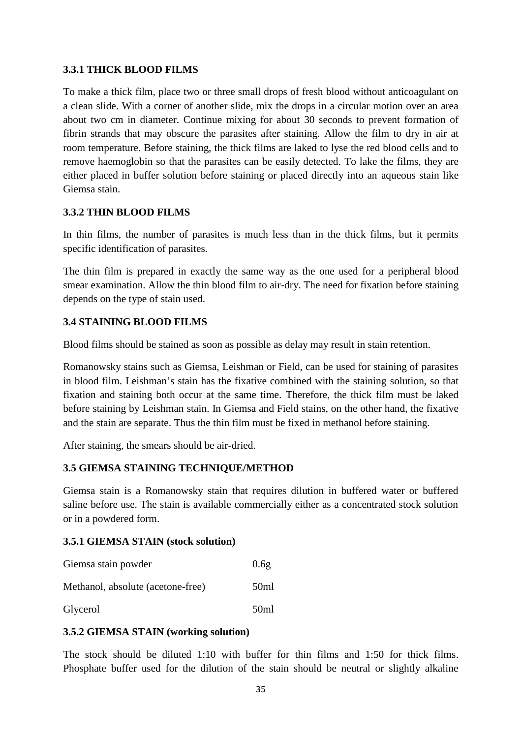### 3.3.1 THICK BLOOD FILMS

To make a thick film, place two or three small drops of fresh blood without anticoagulant on a clean slide. With a corner of another slide, mix the drops in a circular motion over an area about two cm in diameter. Continue mixing for about 30 seconds to prevent formation of fibrin strands that may obscure the parasites after staining. Allow the film to dry in air at room temperature. Before staining, the thick films are laked to lyse the red blood cells and to remove haemoglobin so that the parasites can be easily detected. To lake the films, they are either placed in buffer solution before staining or placed directly into an aqueous stain like Giemsa stain.

### 3.3.2 THIN BLOOD FILMS

In thin films, the number of parasites is much less than in the thick films, but it permits specific identification of parasites.

The thin film is prepared in exactly the same way as the one used for a peripheral blood smear examination. Allow the thin blood film to air-dry. The need for fixation before staining depends on the type of stain used.

## 3.4 STAINING BLOOD FILMS

Blood films should be stained as soon as possible as delay may result in stain retention.

Romanowsky stains such as Giemsa, Leishman or Field, can be used for staining of parasites in blood film. Leishman's stain has the fixative combined with the staining solution, so that fixation and staining both occur at the same time. Therefore, the thick film must be laked before staining by Leishman stain. In Giemsa and Field stains, on the other hand, the fixative and the stain are separate. Thus the thin film must be fixed in methanol before staining.

After staining, the smears should be air-dried.

## 3.5 GIEMSA STAINING TECHNIQUE/METHOD

Giemsa stain is a Romanowsky stain that requires dilution in buffered water or buffered saline before use. The stain is available commercially either as a concentrated stock solution or in a powdered form.

### 3.5.1 GIEMSA STAIN (stock solution)

| | |
|---|---|
| Giemsa stain powder | 0.6g |
| Methanol, absolute (acetone-free) | 50ml |
| Glycerol | 50ml |

### 3.5.2 GIEMSA STAIN (working solution)

The stock should be diluted 1:10 with buffer for thin films and 1:50 for thick films. Phosphate buffer used for the dilution of the stain should be neutral or slightly alkaline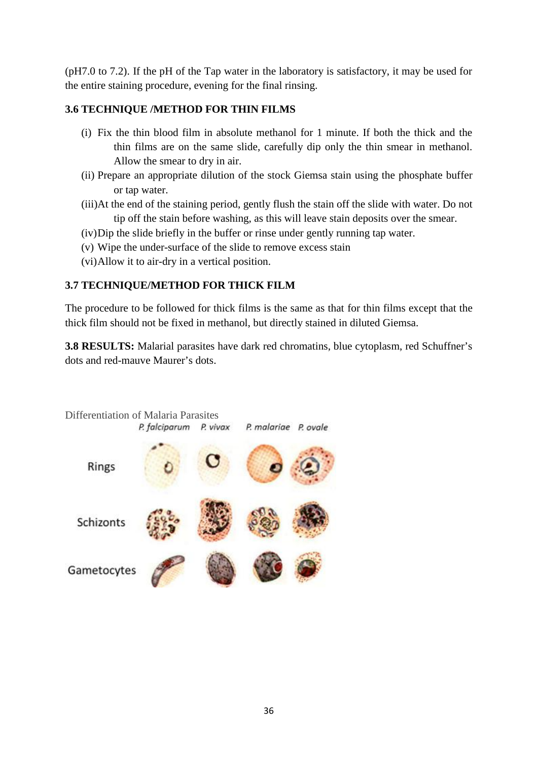(pH7.0 to 7.2). If the pH of the Tap water in the laboratory is satisfactory, it may be used for the entire staining procedure, evening for the final rinsing.

### 3.6 TECHNIQUE /METHOD FOR THIN FILMS

(i) Fix the thin blood film in absolute methanol for 1 minute. If both the thick and the thin films are on the same slide, carefully dip only the thin smear in methanol. Allow the smear to dry in air.

(ii) Prepare an appropriate dilution of the stock Giemsa stain using the phosphate buffer or tap water.

(iii) At the end of the staining period, gently flush the stain off the slide with water. Do not tip off the stain before washing, as this will leave stain deposits over the smear.

(iv) Dip the slide briefly in the buffer or rinse under gently running tap water.

(v) Wipe the under-surface of the slide to remove excess stain

(vi) Allow it to air-dry in a vertical position.

### 3.7 TECHNIQUE/METHOD FOR THICK FILM

The procedure to be followed for thick films is the same as that for thin films except that the thick film should not be fixed in methanol, but directly stained in diluted Giemsa.

**3.8 RESULTS:** Malarial parasites have dark red chromatins, blue cytoplasm, red Schuffner's dots and red-mauve Maurer's dots.

Differentiation of Malaria Parasites

| | *P. falciparum* | *P. vivax* | *P. malariae* | *P. ovale* |
|---|---|---|---|---|
| Rings | | | | |
| Schizonts | | | | |
| Gametocytes | | | | |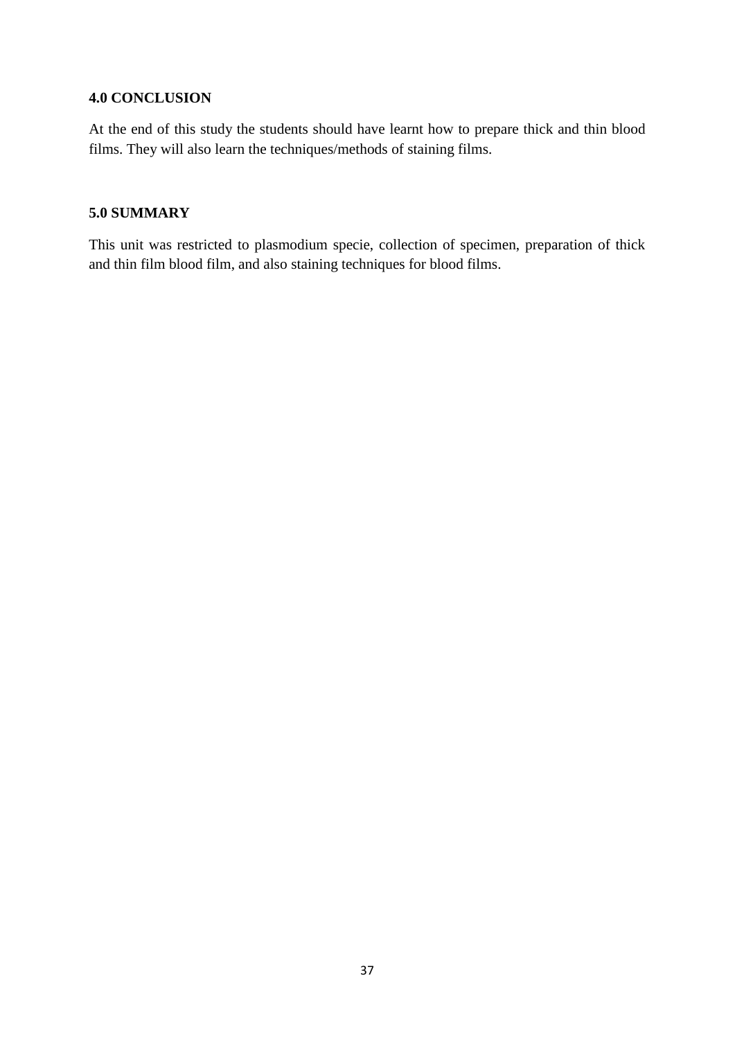## 4.0 CONCLUSION

At the end of this study the students should have learnt how to prepare thick and thin blood films. They will also learn the techniques/methods of staining films.

## 5.0 SUMMARY

This unit was restricted to plasmodium specie, collection of specimen, preparation of thick and thin film blood film, and also staining techniques for blood films.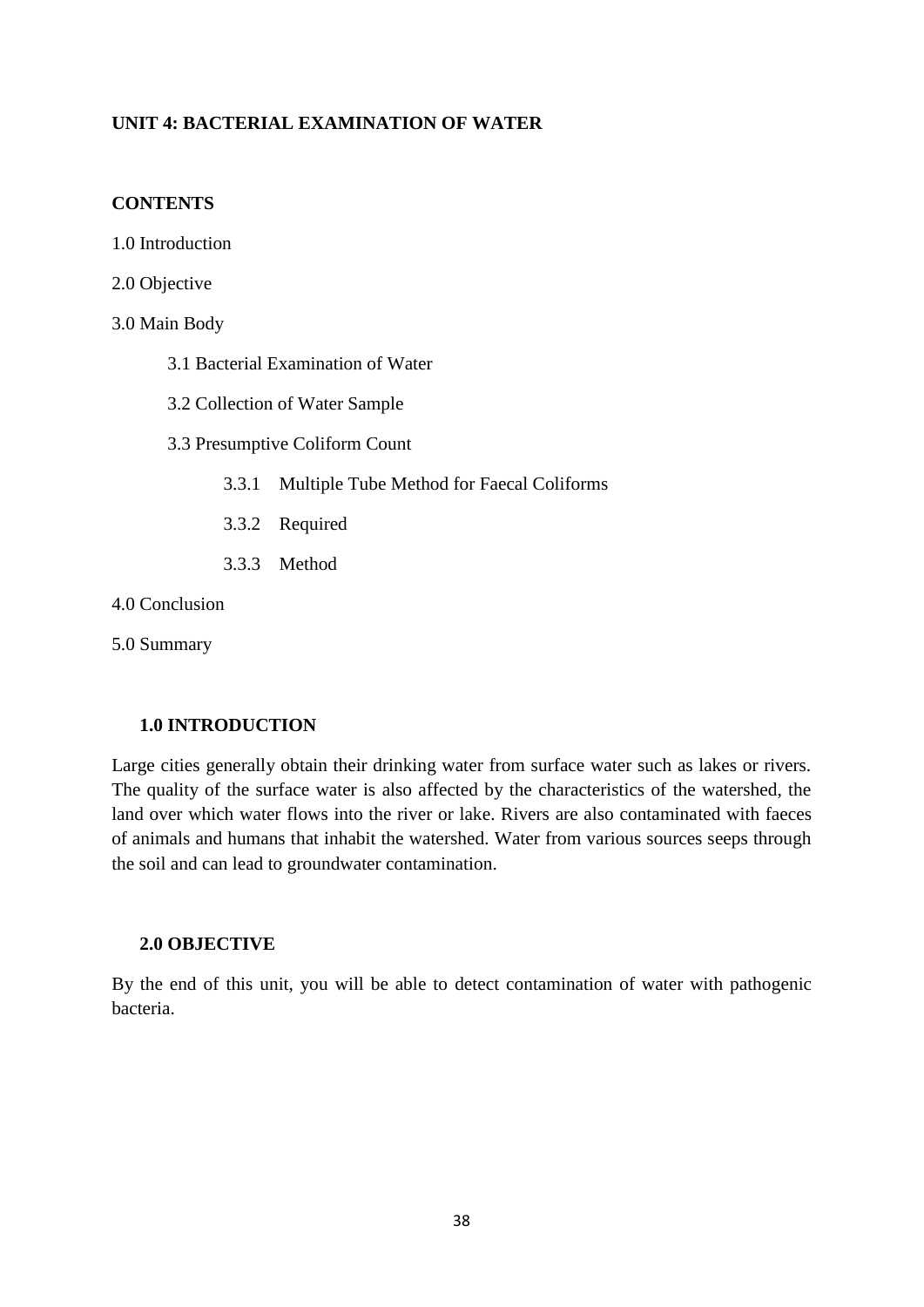## UNIT 4: BACTERIAL EXAMINATION OF WATER

### CONTENTS

1.0 Introduction

2.0 Objective

3.0 Main Body

- 3.1 Bacterial Examination of Water
- 3.2 Collection of Water Sample
- 3.3 Presumptive Coliform Count
  - 3.3.1 Multiple Tube Method for Faecal Coliforms
  - 3.3.2 Required
  - 3.3.3 Method

4.0 Conclusion

5.0 Summary

### 1.0 INTRODUCTION

Large cities generally obtain their drinking water from surface water such as lakes or rivers. The quality of the surface water is also affected by the characteristics of the watershed, the land over which water flows into the river or lake. Rivers are also contaminated with faeces of animals and humans that inhabit the watershed. Water from various sources seeps through the soil and can lead to groundwater contamination.

### 2.0 OBJECTIVE

By the end of this unit, you will be able to detect contamination of water with pathogenic bacteria.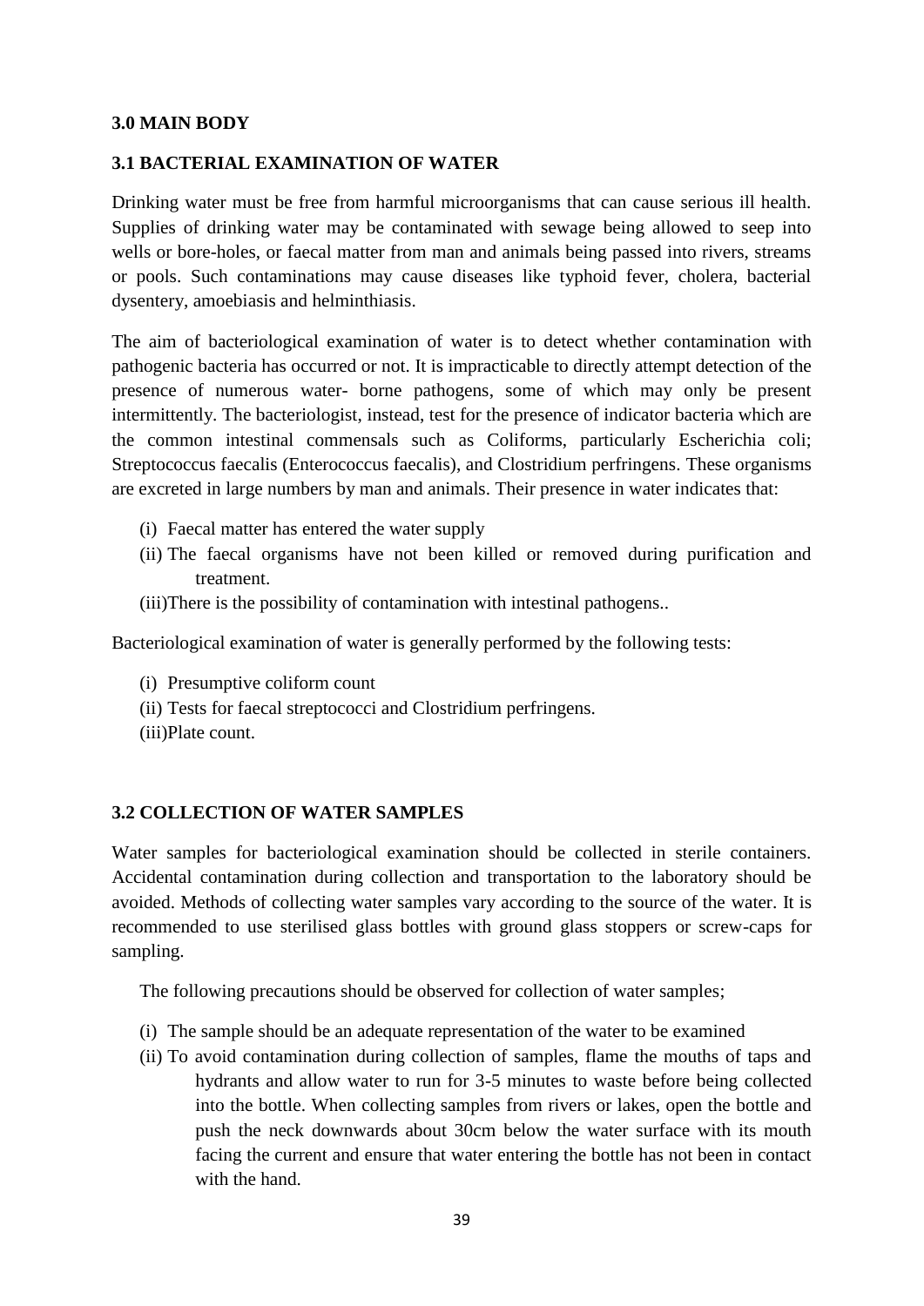### 3.0 MAIN BODY

### 3.1 BACTERIAL EXAMINATION OF WATER

Drinking water must be free from harmful microorganisms that can cause serious ill health. Supplies of drinking water may be contaminated with sewage being allowed to seep into wells or bore-holes, or faecal matter from man and animals being passed into rivers, streams or pools. Such contaminations may cause diseases like typhoid fever, cholera, bacterial dysentery, amoebiasis and helminthiasis.

The aim of bacteriological examination of water is to detect whether contamination with pathogenic bacteria has occurred or not. It is impracticable to directly attempt detection of the presence of numerous water- borne pathogens, some of which may only be present intermittently. The bacteriologist, instead, test for the presence of indicator bacteria which are the common intestinal commensals such as Coliforms, particularly Escherichia coli; Streptococcus faecalis (Enterococcus faecalis), and Clostridium perfringens. These organisms are excreted in large numbers by man and animals. Their presence in water indicates that:

(i) Faecal matter has entered the water supply
(ii) The faecal organisms have not been killed or removed during purification and treatment.
(iii) There is the possibility of contamination with intestinal pathogens..

Bacteriological examination of water is generally performed by the following tests:

(i) Presumptive coliform count
(ii) Tests for faecal streptococci and Clostridium perfringens.
(iii) Plate count.

### 3.2 COLLECTION OF WATER SAMPLES

Water samples for bacteriological examination should be collected in sterile containers. Accidental contamination during collection and transportation to the laboratory should be avoided. Methods of collecting water samples vary according to the source of the water. It is recommended to use sterilised glass bottles with ground glass stoppers or screw-caps for sampling.

The following precautions should be observed for collection of water samples;

(i) The sample should be an adequate representation of the water to be examined
(ii) To avoid contamination during collection of samples, flame the mouths of taps and hydrants and allow water to run for 3-5 minutes to waste before being collected into the bottle. When collecting samples from rivers or lakes, open the bottle and push the neck downwards about 30cm below the water surface with its mouth facing the current and ensure that water entering the bottle has not been in contact with the hand.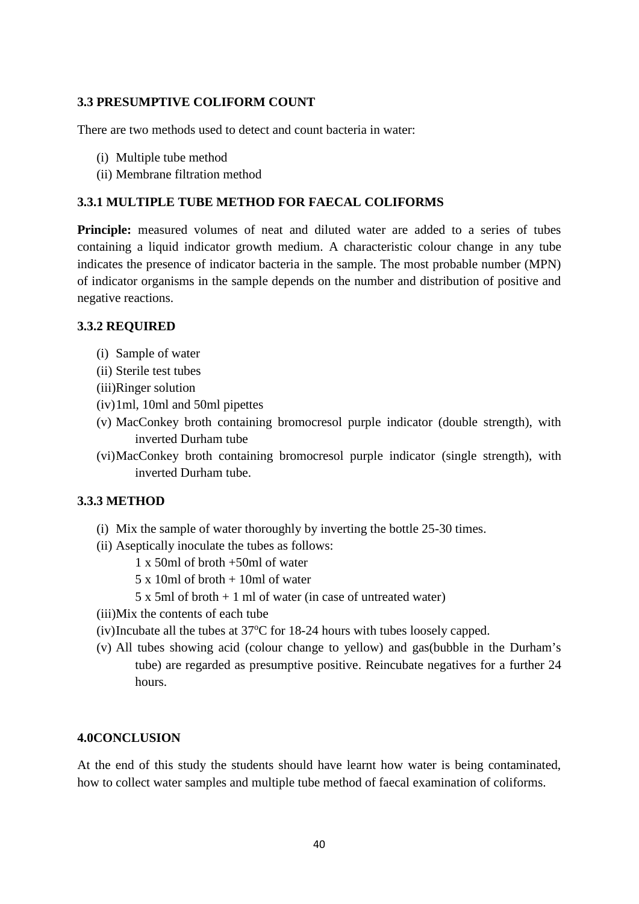### 3.3 PRESUMPTIVE COLIFORM COUNT

There are two methods used to detect and count bacteria in water:

(i) Multiple tube method
(ii) Membrane filtration method

### 3.3.1 MULTIPLE TUBE METHOD FOR FAECAL COLIFORMS

**Principle:** measured volumes of neat and diluted water are added to a series of tubes containing a liquid indicator growth medium. A characteristic colour change in any tube indicates the presence of indicator bacteria in the sample. The most probable number (MPN) of indicator organisms in the sample depends on the number and distribution of positive and negative reactions.

### 3.3.2 REQUIRED

(i) Sample of water
(ii) Sterile test tubes
(iii) Ringer solution
(iv) 1ml, 10ml and 50ml pipettes
(v) MacConkey broth containing bromocresol purple indicator (double strength), with inverted Durham tube
(vi) MacConkey broth containing bromocresol purple indicator (single strength), with inverted Durham tube.

### 3.3.3 METHOD

(i) Mix the sample of water thoroughly by inverting the bottle 25-30 times.
(ii) Aseptically inoculate the tubes as follows:
    1 x 50ml of broth +50ml of water
    5 x 10ml of broth + 10ml of water
    5 x 5ml of broth + 1 ml of water (in case of untreated water)
(iii) Mix the contents of each tube
(iv) Incubate all the tubes at 37$^{o}$C for 18-24 hours with tubes loosely capped.
(v) All tubes showing acid (colour change to yellow) and gas(bubble in the Durham's tube) are regarded as presumptive positive. Reincubate negatives for a further 24 hours.

## 4.0CONCLUSION

At the end of this study the students should have learnt how water is being contaminated, how to collect water samples and multiple tube method of faecal examination of coliforms.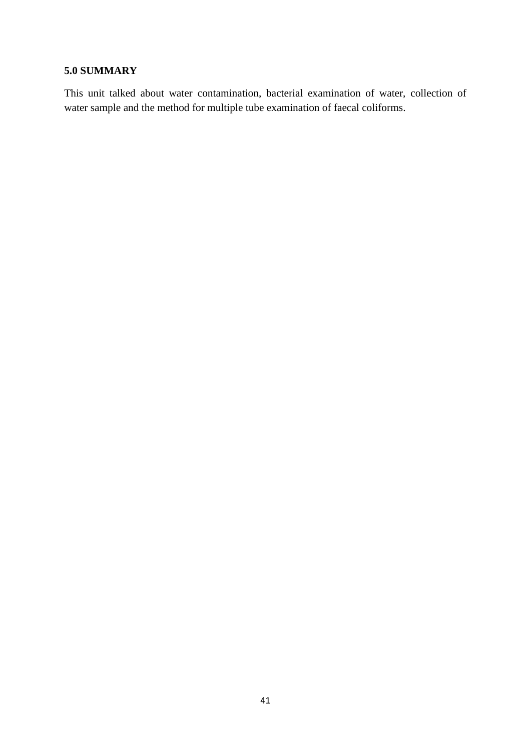## 5.0 SUMMARY

This unit talked about water contamination, bacterial examination of water, collection of water sample and the method for multiple tube examination of faecal coliforms.